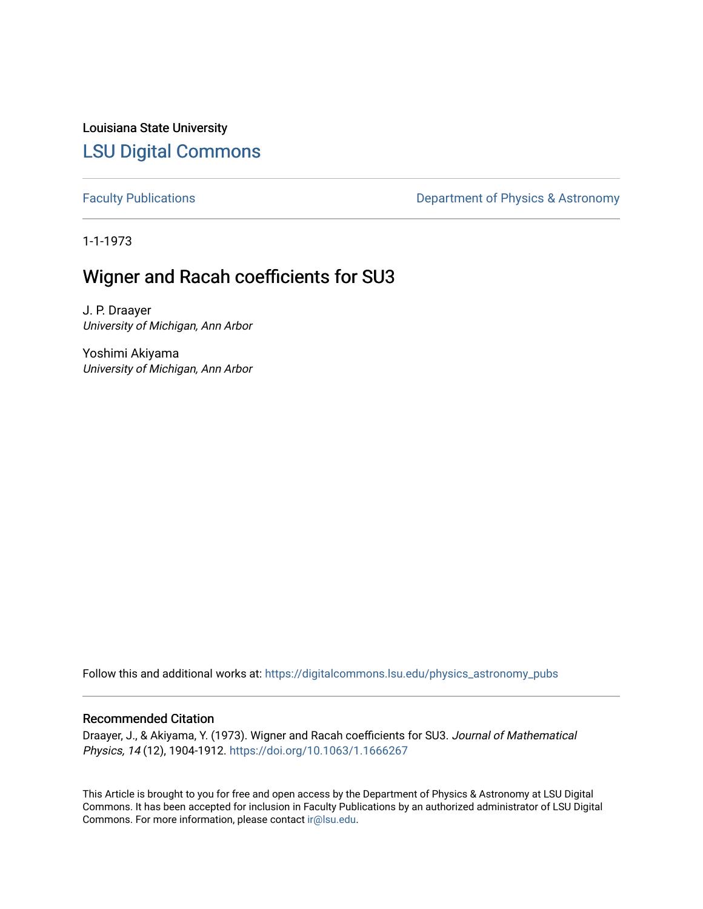Louisiana State University

# LSU Digital Commons

Faculty Publications | Department of Physics & Astronomy

1-1-1973

## Wigner and Racah coefficients for SU3

J. P. Draayer
*University of Michigan, Ann Arbor*

Yoshimi Akiyama
*University of Michigan, Ann Arbor*

Follow this and additional works at: https://digitalcommons.lsu.edu/physics_astronomy_pubs

### Recommended Citation

Draayer, J., & Akiyama, Y. (1973). Wigner and Racah coefficients for SU3. *Journal of Mathematical Physics, 14* (12), 1904-1912. https://doi.org/10.1063/1.1666267

This Article is brought to you for free and open access by the Department of Physics & Astronomy at LSU Digital Commons. It has been accepted for inclusion in Faculty Publications by an authorized administrator of LSU Digital Commons. For more information, please contact ir@lsu.edu.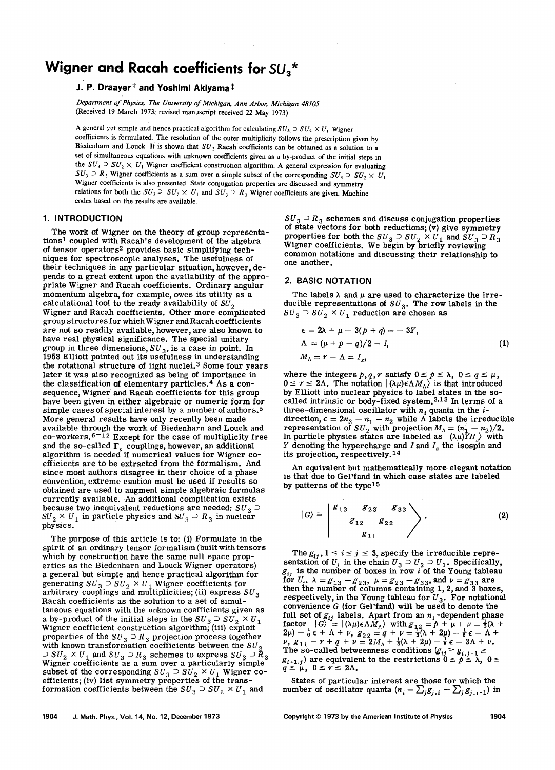# Wigner and Racah coefficients for $SU_3$*

**J. P. Draayer† and Yoshimi Akiyama‡**

*Department of Physics, The University of Michigan, Ann Arbor, Michigan 48105*
(Received 19 March 1973; revised manuscript received 22 May 1973)

A general yet simple and hence practical algorithm for calculating $SU_3 \supset SU_2 \times U_1$ Wigner coefficients is formulated. The resolution of the outer multiplicity follows the prescription given by Biedenharn and Louck. It is shown that $SU_3$ Racah coefficients can be obtained as a solution to a set of simultaneous equations with unknown coefficients given as a by-product of the initial steps in the $SU_3 \supset SU_2 \times U_1$ Wigner coefficient construction algorithm. A general expression for evaluating $SU_3 \supset R_3$ Wigner coefficients as a sum over a simple subset of the corresponding $SU_3 \supset SU_2 \times U_1$ Wigner coefficients is also presented. State conjugation properties are discussed and symmetry relations for both the $SU_3 \supset SU_2 \times U_1$ and $SU_3 \supset R_3$ Wigner coefficients are given. Machine codes based on the results are available.

## 1. INTRODUCTION

The work of Wigner on the theory of group representations[1] coupled with Racah's development of the algebra of tensor operators[2] provides basic simplifying techniques for spectroscopic analyses. The usefulness of their techniques in any particular situation, however, depends to a great extent upon the availability of the appropriate Wigner and Racah coefficients. Ordinary angular momentum algebra, for example, owes its utility as a calculational tool to the ready availability of $SU_2$ Wigner and Racah coefficients. Other more complicated group structures for which Wigner and Racah coefficients are not so readily available, however, are also known to have real physical significance. The special unitary group in three dimensions, $SU_3$, is a case in point. In 1958 Elliott pointed out its usefulness in understanding the rotational structure of light nuclei.[3] Some four years later it was also recognized as being of importance in the classification of elementary particles.[4] As a consequence, Wigner and Racah coefficients for this group have been given in either algebraic or numeric form for simple cases of special interest by a number of authors.[5] More general results have only recently been made available through the work of Biedenharn and Louck and co-workers.[6-12] Except for the case of multiplicity free and the so-called $\Gamma_s$ couplings, however, an additional algorithm is needed if numerical values for Wigner coefficients are to be extracted from the formalism. And since most authors disagree in their choice of a phase convention, extreme caution must be used if results so obtained are used to augment simple algebraic formulas currently available. An additional complication exists because two inequivalent reductions are needed: $SU_3 \supset SU_2 \times U_1$ in particle physics and $SU_3 \supset R_3$ in nuclear physics.

The purpose of this article is to: (i) Formulate in the spirit of an ordinary tensor formalism (built with tensors which by construction have the same null space properties as the Biedenharn and Louck Wigner operators) a general but simple and hence practical algorithm for generating $SU_3 \supset SU_2 \times U_1$ Wigner coefficients for arbitrary couplings and multiplicities; (ii) express $SU_3$ Racah coefficients as the solution to a set of simultaneous equations with the unknown coefficients given as a by-product of the initial steps in the $SU_3 \supset SU_2 \times U_1$ Wigner coefficient construction algorithm; (iii) exploit properties of the $SU_3 \supset R_3$ projection process together with known transformation coefficients between the $SU_3 \supset SU_2 \times U_1$ and $SU_3 \supset R_3$ schemes to express $SU_3 \supset R_3$ Wigner coefficients as a sum over a particularly simple subset of the corresponding $SU_3 \supset SU_2 \times U_1$ Wigner coefficients; (iv) list symmetry properties of the transformation coefficients between the $SU_3 \supset SU_2 \times U_1$ and $SU_3 \supset R_3$ schemes and discuss conjugation properties of state vectors for both reductions; (v) give symmetry properties for both the $SU_3 \supset SU_2 \times U_1$ and $SU_3 \supset R_3$ Wigner coefficients. We begin by briefly reviewing common notations and discussing their relationship to one another.

## 2. BASIC NOTATION

The labels $\lambda$ and $\mu$ are used to characterize the irreducible representations of $SU_3$. The row labels in the $SU_3 \supset SU_2 \times U_1$ reduction are chosen as

$$\begin{aligned} \epsilon &= 2\lambda + \mu - 3(p+q) = -3Y, \\ \Lambda &= (\mu + p - q)/2 = I, \\ M_\Lambda &= r - \Lambda = I_z, \end{aligned} \tag{1}$$

where the integers $p, q, r$ satisfy $0 \le p \le \lambda$, $0 \le q \le \mu$, $0 \le r \le 2\Lambda$. The notation $|(\lambda\mu)\epsilon\Lambda M_\Lambda\rangle$ is that introduced by Elliott into nuclear physics to label states in the so-called intrinsic or body-fixed system.[3,13] In terms of a three-dimensional oscillator with $n_i$ quanta in the $i$-direction, $\epsilon = 2n_3 - n_1 - n_2$ while $\Lambda$ labels the irreducible representation of $SU_2$ with projection $M_\Lambda = (n_1 - n_2)/2$. In particle physics states are labeled as $|(\lambda\mu)YII_z\rangle$ with $Y$ denoting the hypercharge and $I$ and $I_z$ the isospin and its projection, respectively.[14]

An equivalent but mathematically more elegant notation is that due to Gel'fand in which case states are labeled by patterns of the type[15]

$$|G\rangle \equiv \left| \begin{matrix} g_{13} & & g_{23} & & g_{33} \\ & g_{12} & & g_{22} & \\ & & g_{11} & & \end{matrix} \right\rangle. \tag{2}$$

The $g_{ij}$, $1 \le i \le j \le 3$, specify the irreducible representation of $U_j$ in the chain $U_3 \supset U_2 \supset U_1$. Specifically, $g_{ij}$ is the number of boxes in row $i$ of the Young tableau for $U_j$. $\lambda = g_{13} - g_{23}$, $\mu = g_{23} - g_{33}$, and $\nu = g_{33}$ are then the number of columns containing 1, 2, and 3 boxes, respectively, in the Young tableau for $U_3$. For notational convenience $G$ (for Gel'fand) will be used to denote the full set of $g_{ij}$ labels. Apart from an $n_i$-dependent phase factor $|G\rangle = |(\lambda\mu)\epsilon\Lambda M_\Lambda\rangle$ with $g_{12} = p + \mu + \nu = \frac{1}{3}(\lambda + 2\mu) - \frac{1}{6}\epsilon + \Lambda + \nu$, $g_{22} = q + \nu = \frac{1}{3}(\lambda + 2\mu) - \frac{1}{6}\epsilon - \Lambda + \nu$, $g_{11} = r + q + \nu = 2M_\Lambda + \frac{1}{3}(\lambda + 2\mu) - \frac{1}{6}\epsilon - 3\Lambda + \nu$. The so-called betweenness conditions ($g_{ij} \ge g_{i,j-1} \ge g_{i+1,j}$) are equivalent to the restrictions $0 \le p \le \lambda$, $0 \le q \le \mu$, $0 \le r \le 2\Lambda$.

States of particular interest are those for which the number of oscillator quanta ($n_i = \sum_j g_{j,i} - \sum_j g_{j,i-1}$) in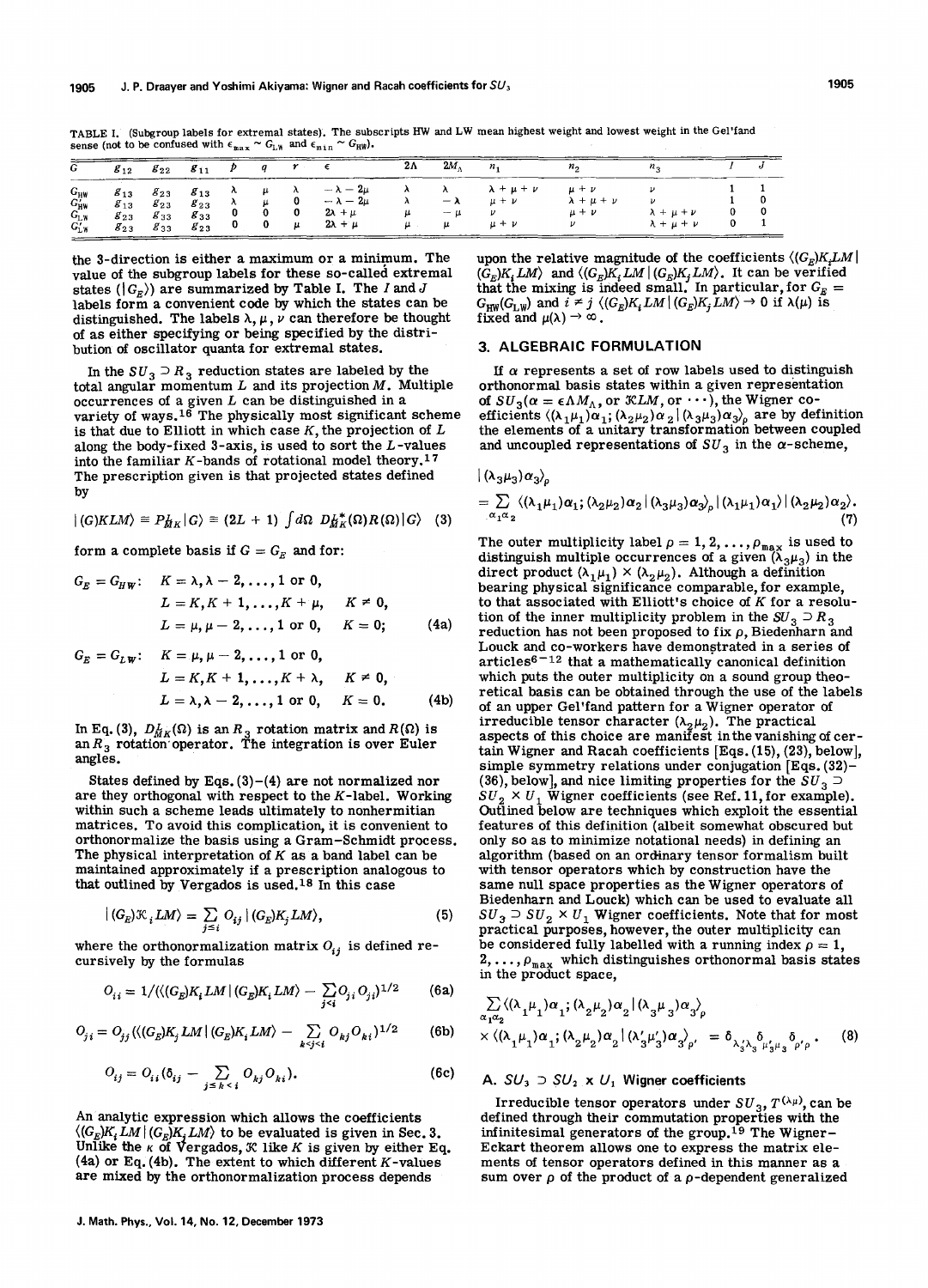TABLE I. (Subgroup labels for extremal states). The subscripts HW and LW mean highest weight and lowest weight in the Gel'fand sense (not to be confused with $\epsilon_{max} \sim G_{LW}$ and $\epsilon_{min} \sim G_{HW}$).

| $G$ | $g_{12}$ | $g_{22}$ | $g_{11}$ | $p$ | $q$ | $r$ | $\epsilon$ | $2\Lambda$ | $2M_\Lambda$ | $n_1$ | $n_2$ | $n_3$ | $I$ | $J$ |
|---|---|---|---|---|---|---|---|---|---|---|---|---|---|---|
| $G_{HW}$ | $g_{13}$ | $g_{23}$ | $g_{13}$ | $\lambda$ | $\mu$ | $\lambda$ | $-\lambda-2\mu$ | $\lambda$ | $\lambda$ | $\lambda+\mu+\nu$ | $\mu+\nu$ | $\nu$ | 1 | 1 |
| $G'_{HW}$ | $g_{13}$ | $g_{23}$ | $g_{23}$ | $\lambda$ | $\mu$ | 0 | $-\lambda-2\mu$ | $\lambda$ | $-\lambda$ | $\mu+\nu$ | $\lambda+\mu+\nu$ | $\nu$ | 1 | 0 |
| $G_{LW}$ | $g_{23}$ | $g_{33}$ | $g_{33}$ | 0 | 0 | 0 | $2\lambda+\mu$ | $\mu$ | $-\mu$ | $\nu$ | $\mu+\nu$ | $\lambda+\mu+\nu$ | 0 | 0 |
| $G'_{LW}$ | $g_{23}$ | $g_{33}$ | $g_{23}$ | 0 | 0 | $\mu$ | $2\lambda+\mu$ | $\mu$ | $\mu$ | $\mu+\nu$ | $\nu$ | $\lambda+\mu+\nu$ | 0 | 1 |

the 3-direction is either a maximum or a minimum. The value of the subgroup labels for these so-called extremal states ($|G_E\rangle$) are summarized by Table I. The $I$ and $J$ labels form a convenient code by which the states can be distinguished. The labels $\lambda, \mu, \nu$ can therefore be thought of as either specifying or being specified by the distribution of oscillator quanta for extremal states.

In the $SU_3 \supset R_3$ reduction states are labeled by the total angular momentum $L$ and its projection $M$. Multiple occurrences of a given $L$ can be distinguished in a variety of ways.[16] The physically most significant scheme is that due to Elliott in which case $K$, the projection of $L$ along the body-fixed 3-axis, is used to sort the $L$-values into the familiar $K$-bands of rotational model theory.[17] The prescription given is that projected states defined by

$$|(G)KLM\rangle \equiv P^L_{MK}|G\rangle \equiv (2L+1)\int d\Omega\, D^{L*}_{MK}(\Omega)R(\Omega)|G\rangle \quad (3)$$

form a complete basis if $G = G_E$ and for:

$$\begin{aligned} G_E = G_{HW}:\quad & K = \lambda, \lambda-2, \ldots, 1 \text{ or } 0, \\ & L = K, K+1, \ldots, K+\mu, \quad K \neq 0, \\ & L = \mu, \mu-2, \ldots, 1 \text{ or } 0, \quad K = 0; \end{aligned} \quad (4a)$$

$$\begin{aligned} G_E = G_{LW}:\quad & K = \mu, \mu-2, \ldots, 1 \text{ or } 0, \\ & L = K, K+1, \ldots, K+\lambda, \quad K \neq 0, \\ & L = \lambda, \lambda-2, \ldots, 1 \text{ or } 0, \quad K = 0. \end{aligned} \quad (4b)$$

In Eq. (3), $D^L_{MK}(\Omega)$ is an $R_3$ rotation matrix and $R(\Omega)$ is an $R_3$ rotation operator. The integration is over Euler angles.

States defined by Eqs. (3)–(4) are not normalized nor are they orthogonal with respect to the $K$-label. Working within such a scheme leads ultimately to nonhermitian matrices. To avoid this complication, it is convenient to orthonormalize the basis using a Gram–Schmidt process. The physical interpretation of $K$ as a band label can be maintained approximately if a prescription analogous to that outlined by Vergados is used.[18] In this case

$$|(G_E)\mathcal{K}_i LM\rangle = \sum_{j\le i} O_{ij}\,|(G_E)K_j LM\rangle, \quad (5)$$

where the orthonormalization matrix $O_{ij}$ is defined recursively by the formulas

$$O_{ii} = 1/(\langle (G_E)K_i LM\,|\,(G_E)K_i LM\rangle - \sum_{j<i} O_{ji}O_{ji})^{1/2} \quad (6a)$$

$$O_{ji} = O_{jj}(\langle (G_E)K_j LM\,|\,(G_E)K_i LM\rangle - \sum_{k<j<i} O_{kj}O_{ki})^{1/2} \quad (6b)$$

$$O_{ij} = O_{ii}(\delta_{ij} - \sum_{j\le k<i} O_{kj}O_{ki}). \quad (6c)$$

An analytic expression which allows the coefficients $\langle (G_E)K_i LM\,|\,(G_E)K_j LM\rangle$ to be evaluated is given in Sec. 3. Unlike the $\kappa$ of Vergados, $\mathcal{K}$ like $K$ is given by either Eq. (4a) or Eq. (4b). The extent to which different $K$-values are mixed by the orthonormalization process depends upon the relative magnitude of the coefficients $\langle (G_E)K_i LM\,|\,(G_E)K_i LM\rangle$ and $\langle (G_E)K_i LM\,|\,(G_E)K_j LM\rangle$. It can be verified that the mixing is indeed small. In particular, for $G_E = G_{HW}(G_{LW})$ and $i \neq j$ $\langle (G_E)K_i LM\,|\,(G_E)K_j LM\rangle \to 0$ if $\lambda(\mu)$ is fixed and $\mu(\lambda) \to \infty$.

## 3. ALGEBRAIC FORMULATION

If $\alpha$ represents a set of row labels used to distinguish orthonormal basis states within a given representation of $SU_3(\alpha = \epsilon\Lambda M_\Lambda$, or $\mathcal{K}LM$, or $\cdots)$, the Wigner coefficients $\langle (\lambda_1\mu_1)\alpha_1; (\lambda_2\mu_2)\alpha_2\,|\,(\lambda_3\mu_3)\alpha_3\rangle_\rho$ are by definition the elements of a unitary transformation between coupled and uncoupled representations of $SU_3$ in the $\alpha$-scheme,

$$|(\lambda_3\mu_3)\alpha_3\rangle_\rho = \sum_{\alpha_1\alpha_2} \langle (\lambda_1\mu_1)\alpha_1; (\lambda_2\mu_2)\alpha_2\,|\,(\lambda_3\mu_3)\alpha_3\rangle_\rho\,|(\lambda_1\mu_1)\alpha_1\rangle\,|(\lambda_2\mu_2)\alpha_2\rangle. \quad (7)$$

The outer multiplicity label $\rho = 1, 2, \ldots, \rho_{max}$ is used to distinguish multiple occurrences of a given $(\lambda_3\mu_3)$ in the direct product $(\lambda_1\mu_1) \times (\lambda_2\mu_2)$. Although a definition bearing physical significance comparable, for example, to that associated with Elliott's choice of $K$ for a resolution of the inner multiplicity problem in the $SU_3 \supset R_3$ reduction has not been proposed to fix $\rho$, Biedenharn and Louck and co-workers have demonstrated in a series of articles[6–12] that a mathematically canonical definition which puts the outer multiplicity on a sound group theoretical basis can be obtained through the use of the labels of an upper Gel'fand pattern for a Wigner operator of irreducible tensor character $(\lambda_2\mu_2)$. The practical aspects of this choice are manifest in the vanishing of certain Wigner and Racah coefficients [Eqs. (15), (23), below], simple symmetry relations under conjugation [Eqs. (32)–(36), below], and nice limiting properties for the $SU_3 \supset SU_2 \times U_1$ Wigner coefficients (see Ref. 11, for example). Outlined below are techniques which exploit the essential features of this definition (albeit somewhat obscured but only so as to minimize notational needs) in defining an algorithm (based on an ordinary tensor formalism built with tensor operators which by construction have the same null space properties as the Wigner operators of Biedenharn and Louck) which can be used to evaluate all $SU_3 \supset SU_2 \times U_1$ Wigner coefficients. Note that for most practical purposes, however, the outer multiplicity can be considered fully labelled with a running index $\rho = 1, 2, \ldots, \rho_{max}$ which distinguishes orthonormal basis states in the product space,

$$\sum_{\alpha_1\alpha_2} \langle (\lambda_1\mu_1)\alpha_1; (\lambda_2\mu_2)\alpha_2\,|\,(\lambda_3\mu_3)\alpha_3\rangle_\rho \times \langle (\lambda_1\mu_1)\alpha_1; (\lambda_2\mu_2)\alpha_2\,|\,(\lambda'_3\mu'_3)\alpha'_3\rangle_{\rho'} = \delta_{\lambda'_3\lambda_3}\delta_{\mu'_3\mu_3}\delta_{\rho'\rho}. \quad (8)$$

### A. $SU_3 \supset SU_2 \times U_1$ Wigner coefficients

Irreducible tensor operators under $SU_3$, $T^{(\lambda\mu)}$, can be defined through their commutation properties with the infinitesimal generators of the group.[19] The Wigner–Eckart theorem allows one to express the matrix elements of tensor operators defined in this manner as a sum over $\rho$ of the product of a $\rho$-dependent generalized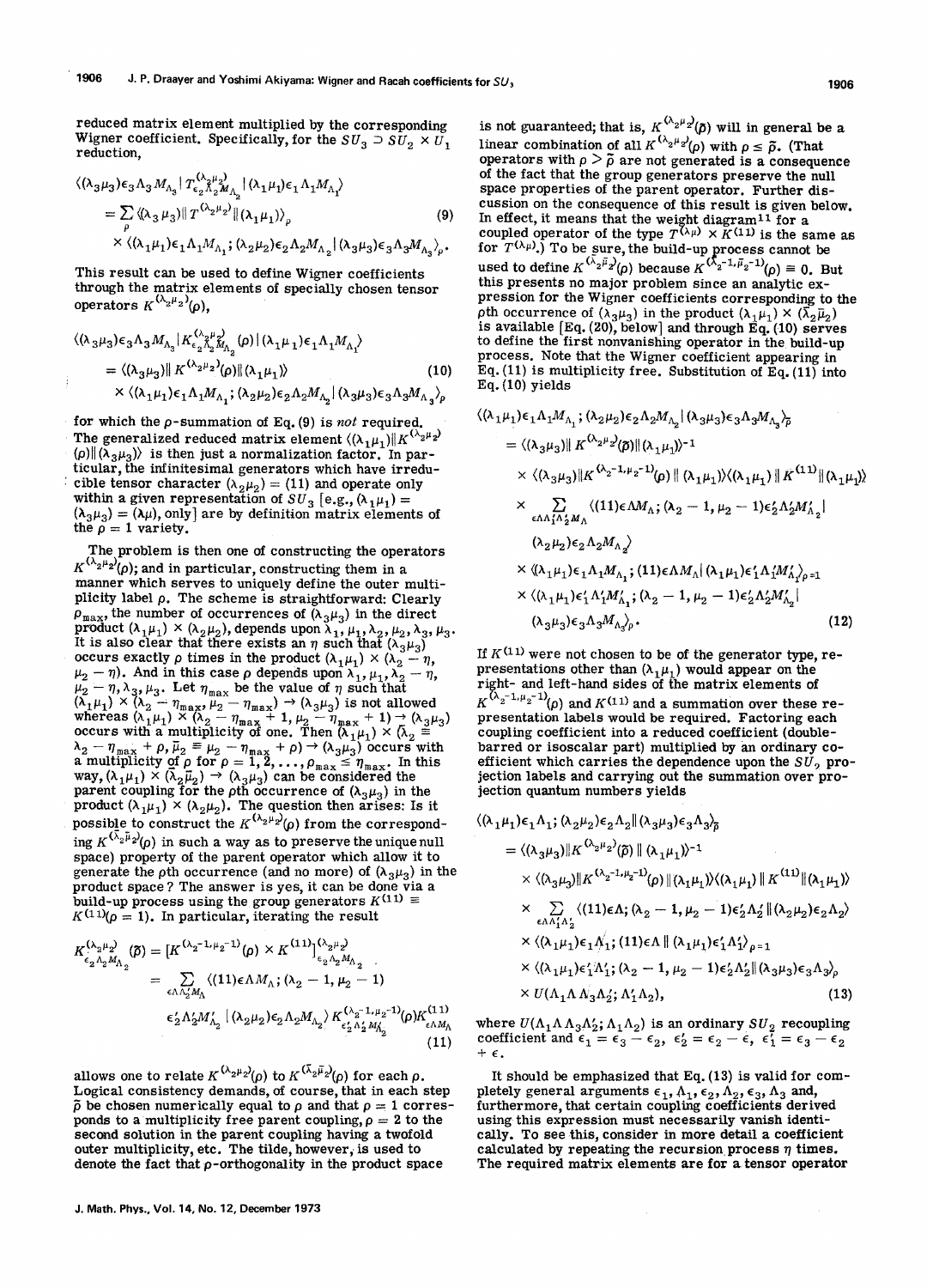reduced matrix element multiplied by the corresponding Wigner coefficient. Specifically, for the $SU_3 \supset SU_2 \times U_1$ reduction,

$$\langle(\lambda_3\mu_3)\epsilon_3\Lambda_3 M_{\Lambda_3}| T^{(\lambda_2\mu_2)}_{\epsilon_2\Lambda_2 M_{\Lambda_2}} |(\lambda_1\mu_1)\epsilon_1\Lambda_1 M_{\Lambda_1}\rangle = \sum_\rho \langle\langle\lambda_3\mu_3\rangle\| T^{(\lambda_2\mu_2)}\|(\lambda_1\mu_1)\rangle_\rho \times \langle(\lambda_1\mu_1)\epsilon_1\Lambda_1 M_{\Lambda_1};(\lambda_2\mu_2)\epsilon_2\Lambda_2 M_{\Lambda_2}|(\lambda_3\mu_3)\epsilon_3\Lambda_3 M_{\Lambda_3}\rangle_\rho. \tag{9}$$

This result can be used to define Wigner coefficients through the matrix elements of specially chosen tensor operators $K^{(\lambda_2\mu_2)}(\rho)$,

$$\langle(\lambda_3\mu_3)\epsilon_3\Lambda_3 M_{\Lambda_3}| K^{(\lambda_2\mu_2)}_{\epsilon_2\Lambda_2 M_{\Lambda_2}}(\rho) |(\lambda_1\mu_1)\epsilon_1\Lambda_1 M_{\Lambda_1}\rangle = \langle(\lambda_3\mu_3)\| K^{(\lambda_2\mu_2)}(\rho)\|(\lambda_1\mu_1)\rangle \times \langle(\lambda_1\mu_1)\epsilon_1\Lambda_1 M_{\Lambda_1};(\lambda_2\mu_2)\epsilon_2\Lambda_2 M_{\Lambda_2}|(\lambda_3\mu_3)\epsilon_3\Lambda_3 M_{\Lambda_3}\rangle_\rho \tag{10}$$

for which the $\rho$-summation of Eq. (9) is *not* required. The generalized reduced matrix element $\langle(\lambda_1\mu_1)\|K^{(\lambda_2\mu_2)}(\rho)\|(\lambda_3\mu_3)\rangle$ is then just a normalization factor. In particular, the infinitesimal generators which have irreducible tensor character $(\lambda_2\mu_2) = (11)$ and operate only within a given representation of $SU_3$ [e.g., $(\lambda_1\mu_1) = (\lambda_3\mu_3) = (\lambda\mu)$, only] are by definition matrix elements of the $\rho = 1$ variety.

The problem is then one of constructing the operators $K^{(\lambda_2\mu_2)}(\rho)$; and in particular, constructing them in a manner which serves to uniquely define the outer multiplicity label $\rho$. The scheme is straightforward: Clearly $\rho_{\max}$, the number of occurrences of $(\lambda_3\mu_3)$ in the direct product $(\lambda_1\mu_1) \times (\lambda_2\mu_2)$, depends upon $\lambda_1, \mu_1, \lambda_2, \mu_2, \lambda_3, \mu_3$. It is also clear that there exists an $\eta$ such that $(\lambda_3\mu_3)$ occurs exactly $\rho$ times in the product $(\lambda_1\mu_1) \times (\lambda_2 - \eta, \mu_2 - \eta)$. And in this case $\rho$ depends upon $\lambda_1, \mu_1, \lambda_2 - \eta, \mu_2 - \eta, \lambda_3, \mu_3$. Let $\eta_{\max}$ be the value of $\eta$ such that $(\lambda_1\mu_1) \times (\lambda_2 - \eta_{\max}, \mu_2 - \eta_{\max}) \to (\lambda_3\mu_3)$ is not allowed whereas $(\lambda_1\mu_1) \times (\lambda_2 - \eta_{\max} + 1, \mu_2 - \eta_{\max} + 1) \to (\lambda_3\mu_3)$ occurs with a multiplicity of one. Then $(\lambda_1\mu_1) \times (\bar{\lambda}_2 \equiv \lambda_2 - \eta_{\max} + \rho, \bar{\mu}_2 \equiv \mu_2 - \eta_{\max} + \rho) \to (\lambda_3\mu_3)$ occurs with a multiplicity of $\rho$ for $\rho = 1, 2, \ldots, \rho_{\max} \leq \eta_{\max}$. In this way, $(\lambda_1\mu_1) \times (\bar{\lambda}_2\bar{\mu}_2) \to (\lambda_3\mu_3)$ can be considered the parent coupling for the $\rho$th occurrence of $(\lambda_3\mu_3)$ in the product $(\lambda_1\mu_1) \times (\lambda_2\mu_2)$. The question then arises: Is it possible to construct the $K^{(\lambda_2\mu_2)}(\rho)$ from the corresponding $K^{(\bar{\lambda}_2\bar{\mu}_2)}(\rho)$ in such a way as to preserve the unique null space) property of the parent operator which allow it to generate the $\rho$th occurrence (and no more) of $(\lambda_3\mu_3)$ in the product space? The answer is yes, it can be done via a build-up process using the group generators $K^{(11)} \equiv K^{(11)}(\rho = 1)$. In particular, iterating the result

$$K^{(\lambda_2\mu_2)}_{\epsilon_2\Lambda_2 M_{\Lambda_2}}(\tilde{\rho}) = [K^{(\lambda_2-1,\mu_2-1)}(\rho) \times K^{(11)}]^{(\lambda_2\mu_2)}_{\epsilon_2\Lambda_2 M_{\Lambda_2}} = \sum_{\epsilon\Lambda\Lambda_2' M_\Lambda} \langle(11)\epsilon\Lambda M_\Lambda;(\lambda_2-1,\mu_2-1)\epsilon_2'\Lambda_2' M_{\Lambda_2}'|(\lambda_2\mu_2)\epsilon_2\Lambda_2 M_{\Lambda_2}\rangle K^{(\lambda_2-1,\mu_2-1)}_{\epsilon_2'\Lambda_2' M_{\Lambda_2}'}(\rho) K^{(11)}_{\epsilon\Lambda M_\Lambda} \tag{11}$$

allows one to relate $K^{(\lambda_2\mu_2)}(\rho)$ to $K^{(\bar{\lambda}_2\bar{\mu}_2)}(\rho)$ for each $\rho$. Logical consistency demands, of course, that in each step $\tilde{\rho}$ be chosen numerically equal to $\rho$ and that $\rho = 1$ corresponds to a multiplicity free parent coupling, $\rho = 2$ to the second solution in the parent coupling having a twofold outer multiplicity, etc. The tilde, however, is used to denote the fact that $\rho$-orthogonality in the product space is not guaranteed; that is, $K^{(\lambda_2\mu_2)}(\tilde{\rho})$ will in general be a linear combination of all $K^{(\lambda_2\mu_2)}(\rho)$ with $\rho \leq \tilde{\rho}$. (That operators with $\rho > \tilde{\rho}$ are not generated is a consequence of the fact that the group generators preserve the null space properties of the parent operator. Further discussion on the consequence of this result is given below. In effect, it means that the weight diagram[11] for a coupled operator of the type $T^{(\lambda\mu)} \times K^{(11)}$ is the same as for $T^{(\lambda\mu)}$.) To be sure, the build-up process cannot be used to define $K^{(\bar{\lambda}_2\bar{\mu}_2)}(\rho)$ because $K^{(\bar{\lambda}_2-1,\bar{\mu}_2-1)}(\rho) \equiv 0$. But this presents no major problem since an analytic expression for the Wigner coefficients corresponding to the $\rho$th occurrence of $(\lambda_3\mu_3)$ in the product $(\lambda_1\mu_1) \times (\bar{\lambda}_2\bar{\mu}_2)$ is available [Eq. (20), below] and through Eq. (10) serves to define the first nonvanishing operator in the build-up process. Note that the Wigner coefficient appearing in Eq. (11) is multiplicity free. Substitution of Eq. (11) into Eq. (10) yields

$$\begin{aligned}
&\langle(\lambda_1\mu_1)\epsilon_1\Lambda_1 M_{\Lambda_1};(\lambda_2\mu_2)\epsilon_2\Lambda_2 M_{\Lambda_2}|(\lambda_3\mu_3)\epsilon_3\Lambda_3 M_{\Lambda_3}\rangle_{\tilde{\rho}} \\
&= \langle(\lambda_3\mu_3)\| K^{(\lambda_2\mu_2)}(\tilde{\rho})\|(\lambda_1\mu_1)\rangle^{-1} \\
&\times \langle(\lambda_3\mu_3)\| K^{(\lambda_2-1,\mu_2-1)}(\rho)\|(\lambda_1\mu_1)\rangle\langle(\lambda_1\mu_1)\| K^{(11)}\|(\lambda_1\mu_1)\rangle \\
&\times \sum_{\epsilon\Lambda\Lambda_2' M_\Lambda} \langle(11)\epsilon\Lambda M_\Lambda;(\lambda_2-1,\mu_2-1)\epsilon_2'\Lambda_2' M_{\Lambda_2}'|(\lambda_2\mu_2)\epsilon_2\Lambda_2 M_{\Lambda_2}\rangle \\
&\times \langle(\lambda_1\mu_1)\epsilon_1\Lambda_1 M_{\Lambda_1};(11)\epsilon\Lambda M_\Lambda|(\lambda_1\mu_1)\epsilon_1'\Lambda_1' M_{\Lambda_1}'\rangle_{\rho=1} \\
&\times \langle(\lambda_1\mu_1)\epsilon_1'\Lambda_1' M_{\Lambda_1}';(\lambda_2-1,\mu_2-1)\epsilon_2'\Lambda_2' M_{\Lambda_2}'|(\lambda_3\mu_3)\epsilon_3\Lambda_3 M_{\Lambda_3}\rangle_\rho.
\end{aligned} \tag{12}$$

If $K^{(11)}$ were not chosen to be of the generator type, representations other than $(\lambda_1\mu_1)$ would appear on the right- and left-hand sides of the matrix elements of $K^{(\lambda_2-1,\mu_2-1)}(\rho)$ and $K^{(11)}$ and a summation over these representation labels would be required. Factoring each coupling coefficient into a reduced coefficient (double-barred or isoscalar part) multiplied by an ordinary coefficient which carries the dependence upon the $SU_2$ projection labels and carrying out the summation over projection quantum numbers yields

$$\begin{aligned}
&\langle(\lambda_1\mu_1)\epsilon_1\Lambda_1;(\lambda_2\mu_2)\epsilon_2\Lambda_2\|(\lambda_3\mu_3)\epsilon_3\Lambda_3\rangle_{\tilde{\rho}} \\
&= \langle(\lambda_3\mu_3)\| K^{(\lambda_2\mu_2)}(\tilde{\rho})\|(\lambda_1\mu_1)\rangle^{-1} \\
&\times \langle(\lambda_3\mu_3)\| K^{(\lambda_2-1,\mu_2-1)}(\rho)\|(\lambda_1\mu_1)\rangle\langle(\lambda_1\mu_1)\| K^{(11)}\|(\lambda_1\mu_1)\rangle \\
&\times \sum_{\epsilon\Lambda\Lambda_1'\Lambda_2'} \langle(11)\epsilon\Lambda;(\lambda_2-1,\mu_2-1)\epsilon_2'\Lambda_2'\|(\lambda_2\mu_2)\epsilon_2\Lambda_2\rangle \\
&\times \langle(\lambda_1\mu_1)\epsilon_1\Lambda_1;(11)\epsilon\Lambda\|(\lambda_1\mu_1)\epsilon_1'\Lambda_1'\rangle_{\rho=1} \\
&\times \langle(\lambda_1\mu_1)\epsilon_1'\Lambda_1';(\lambda_2-1,\mu_2-1)\epsilon_2'\Lambda_2'\|(\lambda_3\mu_3)\epsilon_3\Lambda_3\rangle_\rho \\
&\times U(\Lambda_1\Lambda\Lambda_3\Lambda_2';\Lambda_1'\Lambda_2),
\end{aligned} \tag{13}$$

where $U(\Lambda_1\Lambda\Lambda_3\Lambda_2';\Lambda_1'\Lambda_2)$ is an ordinary $SU_2$ recoupling coefficient and $\epsilon_1 = \epsilon_3 - \epsilon_2$, $\epsilon_2' = \epsilon_2 - \epsilon$, $\epsilon_1' = \epsilon_3 - \epsilon_2 + \epsilon$.

It should be emphasized that Eq. (13) is valid for completely general arguments $\epsilon_1, \Lambda_1, \epsilon_2, \Lambda_2, \epsilon_3, \Lambda_3$ and, furthermore, that certain coupling coefficients derived using this expression must necessarily vanish identically. To see this, consider in more detail a coefficient calculated by repeating the recursion process $\eta$ times. The required matrix elements are for a tensor operator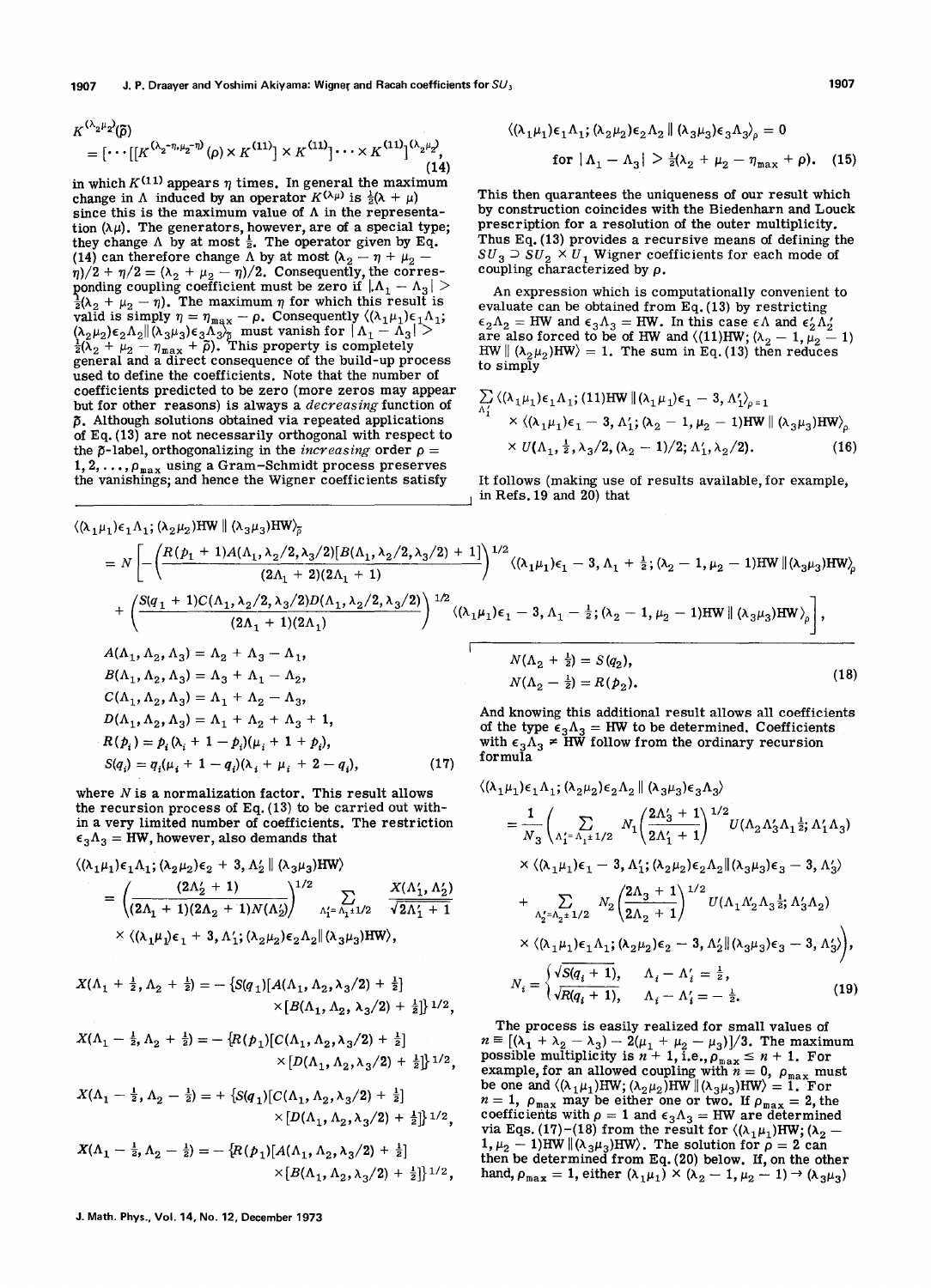$$K^{(\lambda_2\mu_2)}(\bar{\rho}) = [\cdots[[K^{(\lambda_2-\eta,\mu_2-\eta)}(\rho)\times K^{(11)}]\times K^{(11)}]\cdots\times K^{(11)}]^{(\lambda_2\mu_2)}, \quad (14)$$

in which $K^{(11)}$ appears $\eta$ times. In general the maximum change in $\Lambda$ induced by an operator $K^{(\lambda\mu)}$ is $\frac{1}{2}(\lambda+\mu)$ since this is the maximum value of $\Lambda$ in the representation $(\lambda\mu)$. The generators, however, are of a special type; they change $\Lambda$ by at most $\frac{1}{2}$. The operator given by Eq. (14) can therefore change $\Lambda$ by at most $(\lambda_2-\eta+\mu_2-\eta)/2+\eta/2=(\lambda_2+\mu_2-\eta)/2$. Consequently, the corresponding coupling coefficient must be zero if $|\Lambda_1-\Lambda_3|>\frac{1}{2}(\lambda_2+\mu_2-\eta)$. The maximum $\eta$ for which this result is valid is simply $\eta=\eta_{\max}-\rho$. Consequently $\langle(\lambda_1\mu_1)\epsilon_1\Lambda_1;(\lambda_2\mu_2)\epsilon_2\Lambda_2\|(\lambda_3\mu_3)\epsilon_3\Lambda_3\rangle_{\bar{\rho}}$ must vanish for $|\Lambda_1-\Lambda_3|>\frac{1}{2}(\lambda_2+\mu_2-\eta_{\max}+\bar{\rho})$. This property is completely general and a direct consequence of the build-up process used to define the coefficients. Note that the number of coefficients predicted to be zero (more zeros may appear but for other reasons) is always a *decreasing* function of $\bar{\rho}$. Although solutions obtained via repeated applications of Eq. (13) are not necessarily orthogonal with respect to the $\bar{\rho}$-label, orthogonalizing in the *increasing* order $\rho=1,2,\ldots,\rho_{\max}$ using a Gram–Schmidt process preserves the vanishings; and hence the Wigner coefficients satisfy

$$\langle(\lambda_1\mu_1)\epsilon_1\Lambda_1;(\lambda_2\mu_2)\epsilon_2\Lambda_2\|(\lambda_3\mu_3)\epsilon_3\Lambda_3\rangle_\rho=0$$
$$\text{for } |\Lambda_1-\Lambda_3|>\tfrac{1}{2}(\lambda_2+\mu_2-\eta_{\max}+\rho). \quad (15)$$

This then guarantees the uniqueness of our result which by construction coincides with the Biedenharn and Louck prescription for a resolution of the outer multiplicity. Thus Eq. (13) provides a recursive means of defining the $SU_3\supset SU_2\times U_1$ Wigner coefficients for each mode of coupling characterized by $\rho$.

An expression which is computationally convenient to evaluate can be obtained from Eq. (13) by restricting $\epsilon_2\Lambda_2=\text{HW}$ and $\epsilon_3\Lambda_3=\text{HW}$. In this case $\epsilon\Lambda$ and $\epsilon_2'\Lambda_2'$ are also forced to be of HW and $\langle(11)\text{HW};(\lambda_2-1,\mu_2-1)\text{HW}\|(\lambda_2\mu_2)\text{HW}\rangle=1$. The sum in Eq. (13) then reduces to simply

$$\sum_{\Lambda_1'}\langle(\lambda_1\mu_1)\epsilon_1\Lambda_1;(11)\text{HW}\|(\lambda_1\mu_1)\epsilon_1-3,\Lambda_1'\rangle_{\rho=1}$$
$$\times\langle(\lambda_1\mu_1)\epsilon_1-3,\Lambda_1';(\lambda_2-1,\mu_2-1)\text{HW}\|(\lambda_3\mu_3)\text{HW}\rangle_\rho$$
$$\times U(\Lambda_1,\tfrac{1}{2},\lambda_3/2,(\lambda_2-1)/2;\Lambda_1',\lambda_2/2). \quad (16)$$

It follows (making use of results available, for example, in Refs. 19 and 20) that

$$\langle(\lambda_1\mu_1)\epsilon_1\Lambda_1;(\lambda_2\mu_2)\text{HW}\|(\lambda_3\mu_3)\text{HW}\rangle_{\bar{\rho}}$$
$$=N\Bigg[-\left(\frac{R(p_1+1)A(\Lambda_1,\lambda_2/2,\lambda_3/2)[B(\Lambda_1,\lambda_2/2,\lambda_3/2)+1]}{(2\Lambda_1+2)(2\Lambda_1+1)}\right)^{1/2}\langle(\lambda_1\mu_1)\epsilon_1-3,\Lambda_1+\tfrac{1}{2};(\lambda_2-1,\mu_2-1)\text{HW}\|(\lambda_3\mu_3)\text{HW}\rangle_\rho$$
$$+\left(\frac{S(q_1+1)C(\Lambda_1,\lambda_2/2,\lambda_3/2)D(\Lambda_1,\lambda_2/2,\lambda_3/2)}{(2\Lambda_1+1)(2\Lambda_1)}\right)^{1/2}\langle(\lambda_1\mu_1)\epsilon_1-3,\Lambda_1-\tfrac{1}{2};(\lambda_2-1,\mu_2-1)\text{HW}\|(\lambda_3\mu_3)\text{HW}\rangle_\rho\Bigg],$$

$$\begin{aligned}
A(\Lambda_1,\Lambda_2,\Lambda_3)&=\Lambda_2+\Lambda_3-\Lambda_1,\\
B(\Lambda_1,\Lambda_2,\Lambda_3)&=\Lambda_3+\Lambda_1-\Lambda_2,\\
C(\Lambda_1,\Lambda_2,\Lambda_3)&=\Lambda_1+\Lambda_2-\Lambda_3,\\
D(\Lambda_1,\Lambda_2,\Lambda_3)&=\Lambda_1+\Lambda_2+\Lambda_3+1,\\
R(p_i)&=p_i(\lambda_i+1-p_i)(\mu_i+1+p_i),\\
S(q_i)&=q_i(\mu_i+1-q_i)(\lambda_i+\mu_i+2-q_i),
\end{aligned} \quad (17)$$

where $N$ is a normalization factor. This result allows the recursion process of Eq. (13) to be carried out within a very limited number of coefficients. The restriction $\epsilon_3\Lambda_3=\text{HW}$, however, also demands that

$$\langle(\lambda_1\mu_1)\epsilon_1\Lambda_1;(\lambda_2\mu_2)\epsilon_2+3,\Lambda_2'\|(\lambda_3\mu_3)\text{HW}\rangle$$
$$=\left(\frac{(2\Lambda_2'+1)}{(2\Lambda_1+1)(2\Lambda_2+1)N(\Lambda_2')}\right)^{1/2}\sum_{\Lambda_1'=\Lambda_1\pm1/2}\frac{X(\Lambda_1',\Lambda_2')}{\sqrt{2\Lambda_1'+1}}$$
$$\times\langle(\lambda_1\mu_1)\epsilon_1+3,\Lambda_1';(\lambda_2\mu_2)\epsilon_2\Lambda_2\|(\lambda_3\mu_3)\text{HW}\rangle,$$

$$X(\Lambda_1+\tfrac{1}{2},\Lambda_2+\tfrac{1}{2})=-\{S(q_1)[A(\Lambda_1,\Lambda_2,\lambda_3/2)+\tfrac{1}{2}]\times[B(\Lambda_1,\Lambda_2,\lambda_3/2)+\tfrac{1}{2}]\}^{1/2},$$

$$X(\Lambda_1-\tfrac{1}{2},\Lambda_2+\tfrac{1}{2})=-\{R(p_1)[C(\Lambda_1,\Lambda_2,\lambda_3/2)+\tfrac{1}{2}]\times[D(\Lambda_1,\Lambda_2,\lambda_3/2)+\tfrac{1}{2}]\}^{1/2},$$

$$X(\Lambda_1-\tfrac{1}{2},\Lambda_2-\tfrac{1}{2})=+\{S(q_1)[C(\Lambda_1,\Lambda_2,\lambda_3/2)+\tfrac{1}{2}]\times[D(\Lambda_1,\Lambda_2,\lambda_3/2)+\tfrac{1}{2}]\}^{1/2},$$

$$X(\Lambda_1-\tfrac{1}{2},\Lambda_2-\tfrac{1}{2})=-\{R(p_1)[A(\Lambda_1,\Lambda_2,\lambda_3/2)+\tfrac{1}{2}]\times[B(\Lambda_1,\Lambda_2,\lambda_3/2)+\tfrac{1}{2}]\}^{1/2},$$

$$N(\Lambda_2+\tfrac{1}{2})=S(q_2),$$
$$N(\Lambda_2-\tfrac{1}{2})=R(p_2). \quad (18)$$

And knowing this additional result allows all coefficients of the type $\epsilon_3\Lambda_3=\text{HW}$ to be determined. Coefficients with $\epsilon_3\Lambda_3\neq\text{HW}$ follow from the ordinary recursion formula

$$\langle(\lambda_1\mu_1)\epsilon_1\Lambda_1;(\lambda_2\mu_2)\epsilon_2\Lambda_2\|(\lambda_3\mu_3)\epsilon_3\Lambda_3\rangle$$
$$=\frac{1}{N_3}\Bigg(\sum_{\Lambda_1'=\Lambda_1\pm1/2}N_1\left(\frac{2\Lambda_3'+1}{2\Lambda_1'+1}\right)^{1/2}U(\Lambda_2\Lambda_3'\Lambda_1\tfrac{1}{2};\Lambda_1'\Lambda_3)$$
$$\times\langle(\lambda_1\mu_1)\epsilon_1-3,\Lambda_1';(\lambda_2\mu_2)\epsilon_2\Lambda_2\|(\lambda_3\mu_3)\epsilon_3-3,\Lambda_3'\rangle$$
$$+\sum_{\Lambda_2'=\Lambda_2\pm1/2}N_2\left(\frac{2\Lambda_3+1}{2\Lambda_2+1}\right)^{1/2}U(\Lambda_1\Lambda_2'\Lambda_3\tfrac{1}{2};\Lambda_3'\Lambda_2)$$
$$\times\langle(\lambda_1\mu_1)\epsilon_1\Lambda_1;(\lambda_2\mu_2)\epsilon_2-3,\Lambda_2'\|(\lambda_3\mu_3)\epsilon_3-3,\Lambda_3'\rangle\Bigg),$$

$$N_i=\begin{cases}\sqrt{S(q_i+1)}, & \Lambda_i-\Lambda_i'=\tfrac{1}{2},\\ \sqrt{R(q_i+1)}, & \Lambda_i-\Lambda_i'=-\tfrac{1}{2}.\end{cases} \quad (19)$$

The process is easily realized for small values of $n\equiv[(\lambda_1+\lambda_2-\lambda_3)-2(\mu_1+\mu_2-\mu_3)]/3$. The maximum possible multiplicity is $n+1$, i.e., $\rho_{\max}\le n+1$. For example, for an allowed coupling with $n=0$, $\rho_{\max}$ must be one and $\langle(\lambda_1\mu_1)\text{HW};(\lambda_2\mu_2)\text{HW}\|(\lambda_3\mu_3)\text{HW}\rangle=1$. For $n=1$, $\rho_{\max}$ may be either one or two. If $\rho_{\max}=2$, the coefficients with $\rho=1$ and $\epsilon_3\Lambda_3=\text{HW}$ are determined via Eqs. (17)–(18) from the result for $\langle(\lambda_1\mu_1)\text{HW};(\lambda_2-1,\mu_2-1)\text{HW}\|(\lambda_3\mu_3)\text{HW}\rangle$. The solution for $\rho=2$ can then be determined from Eq. (20) below. If, on the other hand, $\rho_{\max}=1$, either $(\lambda_1\mu_1)\times(\lambda_2-1,\mu_2-1)\to(\lambda_3\mu_3)$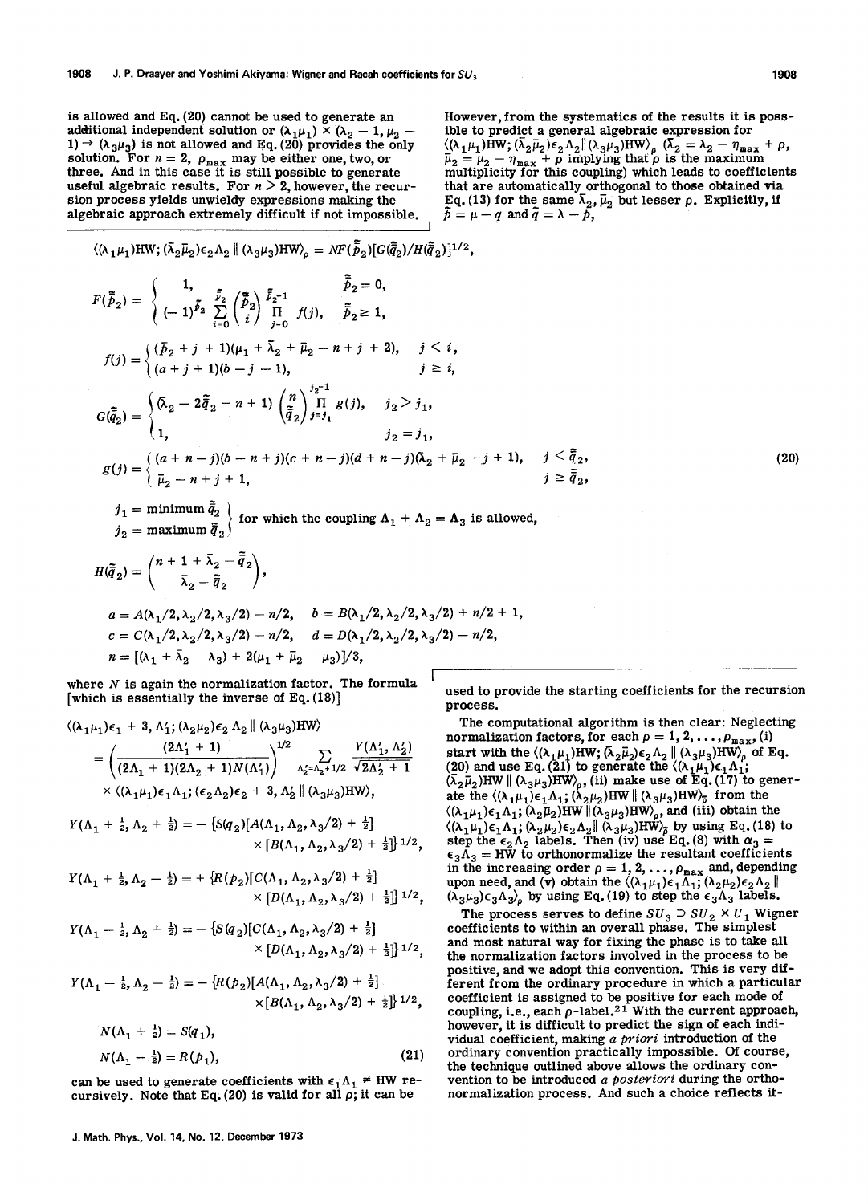is allowed and Eq. (20) cannot be used to generate an additional independent solution or $(\lambda_1\mu_1) \times (\lambda_2 - 1, \mu_2 - 1) \to (\lambda_3\mu_3)$ is not allowed and Eq. (20) provides the only solution. For $n = 2$, $\rho_{\max}$ may be either one, two, or three. And in this case it is still possible to generate useful algebraic results. For $n > 2$, however, the recursion process yields unwieldy expressions making the algebraic approach extremely difficult if not impossible. However, from the systematics of the results it is possible to predict a general algebraic expression for $\langle(\lambda_1\mu_1)\text{HW}; (\bar{\lambda}_2\bar{\mu}_2)\epsilon_2\Lambda_2 \| (\lambda_3\mu_3)\text{HW}\rangle_\rho$ $(\bar{\lambda}_2 = \lambda_2 - \eta_{\max} + \rho,$ $\bar{\mu}_2 = \mu_2 - \eta_{\max} + \rho$ implying that $\rho$ is the maximum multiplicity for this coupling) which leads to coefficients that are automatically orthogonal to those obtained via Eq. (13) for the same $\bar{\lambda}_2, \bar{\mu}_2$ but lesser $\rho$. Explicitly, if $\tilde{p} = \mu - q$ and $\tilde{q} = \lambda - \tilde{p}$,

$$\langle(\lambda_1\mu_1)\text{HW}; (\bar{\lambda}_2\bar{\mu}_2)\epsilon_2\Lambda_2 \| (\lambda_3\mu_3)\text{HW}\rangle_\rho = NF(\bar{\tilde{p}}_2)[G(\bar{\tilde{q}}_2)/H(\bar{\tilde{q}}_2)]^{1/2},$$

$$F(\bar{\tilde{p}}_2) = \begin{cases} 1, & \bar{\tilde{p}}_2 = 0, \\ (-1)^{\bar{\tilde{p}}_2} \sum\limits_{i=0}^{\bar{\tilde{p}}_2} \binom{\bar{\tilde{p}}_2}{i} \prod\limits_{j=0}^{\bar{\tilde{p}}_2 - 1} f(j), & \bar{\tilde{p}}_2 \geq 1, \end{cases}$$

$$f(j) = \begin{cases} (\bar{p}_2 + j + 1)(\mu_1 + \bar{\lambda}_2 + \bar{\mu}_2 - n + j + 2), & j < i, \\ (a + j + 1)(b - j - 1), & j \geq i, \end{cases}$$

$$G(\bar{\tilde{q}}_2) = \begin{cases} (\bar{\lambda}_2 - 2\bar{\tilde{q}}_2 + n + 1)\binom{n}{\bar{\tilde{q}}_2} \prod\limits_{j=j_1}^{j_2 - 1} g(j), & j_2 > j_1, \\ 1, & j_2 = j_1, \end{cases}$$

$$g(j) = \begin{cases} (a + n - j)(b - n + j)(c + n - j)(d + n - j)(\bar{\lambda}_2 + \bar{\mu}_2 - j + 1), & j < \bar{\tilde{q}}_2, \\ \bar{\mu}_2 - n + j + 1, & j \geq \bar{\tilde{q}}_2, \end{cases} \tag{20}$$

$$\left.\begin{array}{l} j_1 = \text{minimum } \bar{\tilde{q}}_2 \\ j_2 = \text{maximum } \bar{\tilde{q}}_2 \end{array}\right\} \text{ for which the coupling } \Lambda_1 + \Lambda_2 = \Lambda_3 \text{ is allowed,}$$

$$H(\bar{\tilde{q}}_2) = \binom{n + 1 + \bar{\lambda}_2 - \bar{\tilde{q}}_2}{\bar{\lambda}_2 - \bar{\tilde{q}}_2},$$

$$a = A(\lambda_1/2, \lambda_2/2, \lambda_3/2) - n/2, \quad b = B(\lambda_1/2, \lambda_2/2, \lambda_3/2) + n/2 + 1,$$
$$c = C(\lambda_1/2, \lambda_2/2, \lambda_3/2) - n/2, \quad d = D(\lambda_1/2, \lambda_2/2, \lambda_3/2) - n/2,$$
$$n = [(\lambda_1 + \bar{\lambda}_2 - \lambda_3) + 2(\mu_1 + \bar{\mu}_2 - \mu_3)]/3,$$

where $N$ is again the normalization factor. The formula [which is essentially the inverse of Eq. (18)]

$$\langle(\lambda_1\mu_1)\epsilon_1 + 3, \Lambda_1'; (\lambda_2\mu_2)\epsilon_2\Lambda_2 \| (\lambda_3\mu_3)\text{HW}\rangle = \left(\frac{(2\Lambda_1' + 1)}{(2\Lambda_1 + 1)(2\Lambda_2 + 1)N(\Lambda_1')}\right)^{1/2} \sum_{\Lambda_2' = \Lambda_2 \pm 1/2} \frac{Y(\Lambda_1', \Lambda_2')}{\sqrt{2\Lambda_2' + 1}}$$
$$\times \langle(\lambda_1\mu_1)\epsilon_1\Lambda_1; (\epsilon_2\Lambda_2)\epsilon_2 + 3, \Lambda_2' \| (\lambda_3\mu_3)\text{HW}\rangle,$$

$$Y(\Lambda_1 + \tfrac{1}{2}, \Lambda_2 + \tfrac{1}{2}) = -\{S(q_2)[A(\Lambda_1, \Lambda_2, \lambda_3/2) + \tfrac{1}{2}] \times [B(\Lambda_1, \Lambda_2, \lambda_3/2) + \tfrac{1}{2}]\}^{1/2},$$

$$Y(\Lambda_1 + \tfrac{1}{2}, \Lambda_2 - \tfrac{1}{2}) = +\{R(p_2)[C(\Lambda_1, \Lambda_2, \lambda_3/2) + \tfrac{1}{2}] \times [D(\Lambda_1, \Lambda_2, \lambda_3/2) + \tfrac{1}{2}]\}^{1/2},$$

$$Y(\Lambda_1 - \tfrac{1}{2}, \Lambda_2 + \tfrac{1}{2}) = -\{S(q_2)[C(\Lambda_1, \Lambda_2, \lambda_3/2) + \tfrac{1}{2}] \times [D(\Lambda_1, \Lambda_2, \lambda_3/2) + \tfrac{1}{2}]\}^{1/2},$$

$$Y(\Lambda_1 - \tfrac{1}{2}, \Lambda_2 - \tfrac{1}{2}) = -\{R(p_2)[A(\Lambda_1, \Lambda_2, \lambda_3/2) + \tfrac{1}{2}] \times [B(\Lambda_1, \Lambda_2, \lambda_3/2) + \tfrac{1}{2}]\}^{1/2},$$

$$N(\Lambda_1 + \tfrac{1}{2}) = S(q_1),$$
$$N(\Lambda_1 - \tfrac{1}{2}) = R(p_1), \tag{21}$$

can be used to generate coefficients with $\epsilon_1\Lambda_1 \neq \text{HW}$ recursively. Note that Eq. (20) is valid for all $\rho$; it can be used to provide the starting coefficients for the recursion process.

The computational algorithm is then clear: Neglecting normalization factors, for each $\rho = 1, 2, \ldots, \rho_{\max}$, (i) start with the $\langle(\lambda_1\mu_1)\text{HW}; (\bar{\lambda}_2\bar{\mu}_2)\epsilon_2\Lambda_2 \| (\lambda_3\mu_3)\text{HW}\rangle_\rho$ of Eq. (20) and use Eq. (21) to generate the $\langle(\lambda_1\mu_1)\epsilon_1\Lambda_1;$ $(\bar{\lambda}_2\bar{\mu}_2)\text{HW} \| (\lambda_3\mu_3)\text{HW}\rangle_\rho$, (ii) make use of Eq. (17) to generate the $\langle(\lambda_1\mu_1)\epsilon_1\Lambda_1; (\lambda_2\mu_2)\text{HW} \| (\lambda_3\mu_3)\text{HW}\rangle_{\bar{\rho}}$ from the $\langle(\lambda_1\mu_1)\epsilon_1\Lambda_1; (\bar{\lambda}_2\bar{\mu}_2)\text{HW} \| (\lambda_3\mu_3)\text{HW}\rangle_\rho$, and (iii) obtain the $\langle(\lambda_1\mu_1)\epsilon_1\Lambda_1; (\lambda_2\mu_2)\epsilon_2\Lambda_2 \| (\lambda_3\mu_3)\text{HW}\rangle_{\bar{\rho}}$ by using Eq. (18) to step the $\epsilon_2\Lambda_2$ labels. Then (iv) use Eq. (8) with $\alpha_3 = \epsilon_3\Lambda_3 = \text{HW}$ to orthonormalize the resultant coefficients in the increasing order $\rho = 1, 2, \ldots, \rho_{\max}$ and, depending upon need, and (v) obtain the $\langle(\lambda_1\mu_1)\epsilon_1\Lambda_1; (\lambda_2\mu_2)\epsilon_2\Lambda_2 \| (\lambda_3\mu_3)\epsilon_3\Lambda_3\rangle_\rho$ by using Eq. (19) to step the $\epsilon_3\Lambda_3$ labels.

The process serves to define $SU_3 \supset SU_2 \times U_1$ Wigner coefficients to within an overall phase. The simplest and most natural way for fixing the phase is to take all the normalization factors involved in the process to be positive, and we adopt this convention. This is very different from the ordinary procedure in which a particular coefficient is assigned to be positive for each mode of coupling, i.e., each $\rho$-label.[21] With the current approach, however, it is difficult to predict the sign of each individual coefficient, making *a priori* introduction of the ordinary convention practically impossible. Of course, the technique outlined above allows the ordinary convention to be introduced *a posteriori* during the orthonormalization process. And such a choice reflects it-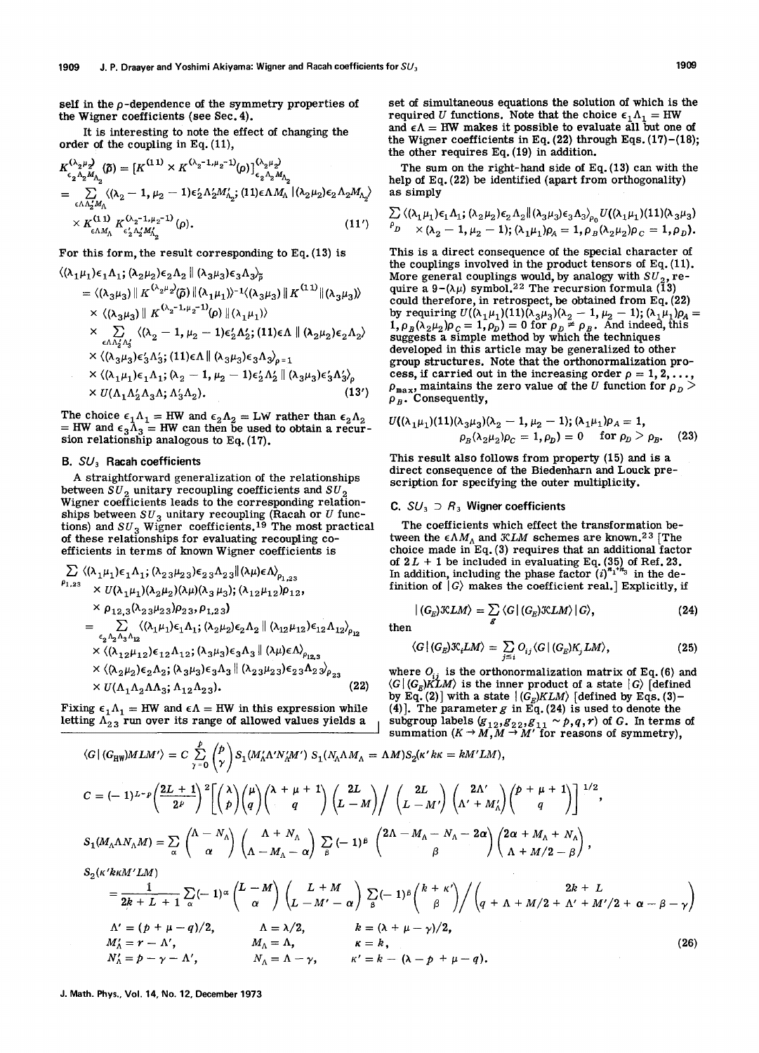self in the $\rho$-dependence of the symmetry properties of the Wigner coefficients (see Sec. 4).

It is interesting to note the effect of changing the order of the coupling in Eq. (11),

$$K^{(\lambda_2\mu_2)}_{\epsilon_2\Lambda_2 M_{\Lambda_2}}(\bar{\rho}) = [K^{(11)} \times K^{(\lambda_2-1,\mu_2-1)}(\rho)]^{(\lambda_2\mu_2)}_{\epsilon_2\Lambda_2 M_{\Lambda_2}}$$
$$= \sum_{\substack{\epsilon\Lambda\Lambda_2' M_\Lambda}} \langle(\lambda_2-1,\mu_2-1)\epsilon_2'\Lambda_2' M_{\Lambda_2}'; (11)\epsilon\Lambda M_\Lambda | (\lambda_2\mu_2)\epsilon_2\Lambda_2 M_{\Lambda_2}\rangle$$
$$\times K^{(11)}_{\epsilon\Lambda M_\Lambda} K^{(\lambda_2-1,\mu_2-1)}_{\epsilon_2'\Lambda_2' M_{\Lambda_2}'}(\rho). \tag{11'}$$

For this form, the result corresponding to Eq. (13) is

$$\langle(\lambda_1\mu_1)\epsilon_1\Lambda_1; (\lambda_2\mu_2)\epsilon_2\Lambda_2 \| (\lambda_3\mu_3)\epsilon_3\Lambda_3\rangle_{\bar{\rho}}$$
$$= \langle(\lambda_3\mu_3)\| K^{(\lambda_2\mu_2)}(\bar{\rho}) \| (\lambda_1\mu_1)\rangle^{-1}\langle(\lambda_3\mu_3)\| K^{(11)}\|(\lambda_3\mu_3)\rangle$$
$$\times \langle(\lambda_3\mu_3)\| K^{(\lambda_2-1,\mu_2-1)}(\rho) \| (\lambda_1\mu_1)\rangle$$
$$\times \sum_{\epsilon\Lambda\Lambda_2'\Lambda_3'} \langle(\lambda_2-1,\mu_2-1)\epsilon_2'\Lambda_2'; (11)\epsilon\Lambda \| (\lambda_2\mu_2)\epsilon_2\Lambda_2\rangle$$
$$\times \langle(\lambda_3\mu_3)\epsilon_3'\Lambda_3'; (11)\epsilon\Lambda \| (\lambda_3\mu_3)\epsilon_3\Lambda_3\rangle_{\rho=1}$$
$$\times \langle(\lambda_1\mu_1)\epsilon_1\Lambda_1; (\lambda_2-1,\mu_2-1)\epsilon_2'\Lambda_2' \| (\lambda_3\mu_3)\epsilon_3'\Lambda_3'\rangle_\rho$$
$$\times U(\Lambda_1\Lambda_2'\Lambda_3\Lambda; \Lambda_3'\Lambda_2). \tag{13'}$$

The choice $\epsilon_1\Lambda_1 = \mathrm{HW}$ and $\epsilon_2\Lambda_2 = \mathrm{LW}$ rather than $\epsilon_2\Lambda_2 = \mathrm{HW}$ and $\epsilon_3\Lambda_3 = \mathrm{HW}$ can then be used to obtain a recursion relationship analogous to Eq. (17).

### B. $SU_3$ Racah coefficients

A straightforward generalization of the relationships between $SU_2$ unitary recoupling coefficients and $SU_2$ Wigner coefficients leads to the corresponding relationships between $SU_3$ unitary recoupling (Racah or $U$ functions) and $SU_3$ Wigner coefficients.[19] The most practical of these relationships for evaluating recoupling coefficients in terms of known Wigner coefficients is

$$\sum_{\rho_{1,23}} \langle(\lambda_1\mu_1)\epsilon_1\Lambda_1; (\lambda_{23}\mu_{23})\epsilon_{23}\Lambda_{23}\|(\lambda\mu)\epsilon\Lambda\rangle_{\rho_{1,23}}$$
$$\times U(\lambda_1\mu_1)(\lambda_2\mu_2)(\lambda\mu)(\lambda_3\mu_3); (\lambda_{12}\mu_{12})\rho_{12},$$
$$\times \rho_{12,3}(\lambda_{23}\mu_{23})\rho_{23}, \rho_{1,23})$$
$$= \sum_{\epsilon_2\Lambda_2\Lambda_3\Lambda_{12}} \langle(\lambda_1\mu_1)\epsilon_1\Lambda_1; (\lambda_2\mu_2)\epsilon_2\Lambda_2 \| (\lambda_{12}\mu_{12})\epsilon_{12}\Lambda_{12}\rangle_{\rho_{12}}$$
$$\times \langle(\lambda_{12}\mu_{12})\epsilon_{12}\Lambda_{12}; (\lambda_3\mu_3)\epsilon_3\Lambda_3 \| (\lambda\mu)\epsilon\Lambda\rangle_{\rho_{12,3}}$$
$$\times \langle(\lambda_2\mu_2)\epsilon_2\Lambda_2; (\lambda_3\mu_3)\epsilon_3\Lambda_3 \| (\lambda_{23}\mu_{23})\epsilon_{23}\Lambda_{23}\rangle_{\rho_{23}}$$
$$\times U(\Lambda_1\Lambda_2\Lambda\Lambda_3; \Lambda_{12}\Lambda_{23}). \tag{22}$$

Fixing $\epsilon_1\Lambda_1 = \mathrm{HW}$ and $\epsilon\Lambda = \mathrm{HW}$ in this expression while letting $\Lambda_{23}$ run over its range of allowed values yields a set of simultaneous equations the solution of which is the required $U$ functions. Note that the choice $\epsilon_1\Lambda_1 = \mathrm{HW}$ and $\epsilon\Lambda = \mathrm{HW}$ makes it possible to evaluate all but one of the Wigner coefficients in Eq. (22) through Eqs. (17)–(18); the other requires Eq. (19) in addition.

The sum on the right-hand side of Eq. (13) can with the help of Eq. (22) be identified (apart from orthogonality) as simply

$$\sum_{\rho_D} \langle(\lambda_1\mu_1)\epsilon_1\Lambda_1; (\lambda_2\mu_2)\epsilon_2\Lambda_2\|(\lambda_3\mu_3)\epsilon_3\Lambda_3\rangle_{\rho_0} U((\lambda_1\mu_1)(11)(\lambda_3\mu_3)$$
$$\times (\lambda_2-1,\mu_2-1); (\lambda_1\mu_1)\rho_A = 1, \rho_B(\lambda_2\mu_2)\rho_C = 1, \rho_D).$$

This is a direct consequence of the special character of the couplings involved in the product tensors of Eq. (11). More general couplings would, by analogy with $SU_2$, require a 9-$(\lambda\mu)$ symbol.[22] The recursion formula (13) could therefore, in retrospect, be obtained from Eq. (22) by requiring $U((\lambda_1\mu_1)(11)(\lambda_3\mu_3)(\lambda_2-1,\mu_2-1); (\lambda_1\mu_1)\rho_A = 1, \rho_B(\lambda_2\mu_2)\rho_C = 1, \rho_D) = 0$ for $\rho_D \neq \rho_B$. And indeed, this suggests a simple method by which the techniques developed in this article may be generalized to other group structures. Note that the orthonormalization process, if carried out in the increasing order $\rho = 1, 2, \ldots, \rho_{\max}$, maintains the zero value of the $U$ function for $\rho_D > \rho_B$. Consequently,

$$U((\lambda_1\mu_1)(11)(\lambda_3\mu_3)(\lambda_2-1,\mu_2-1); (\lambda_1\mu_1)\rho_A = 1,$$
$$\rho_B(\lambda_2\mu_2)\rho_C = 1, \rho_D) = 0 \quad \text{for } \rho_D > \rho_B. \tag{23}$$

This result also follows from property (15) and is a direct consequence of the Biedenharn and Louck prescription for specifying the outer multiplicity.

### C. $SU_3 \supset R_3$ Wigner coefficients

The coefficients which effect the transformation between the $\epsilon\Lambda M_\Lambda$ and $\mathcal{K}LM$ schemes are known.[23] [The choice made in Eq. (3) requires that an additional factor of $2L+1$ be included in evaluating Eq. (35) of Ref. 23. In addition, including the phase factor $(i)^{n_1+n_3}$ in the definition of $|G\rangle$ makes the coefficient real.] Explicitly, if

$$|(G_E)\mathcal{K}LM\rangle = \sum_g \langle G|(G_E)\mathcal{K}LM\rangle |G\rangle, \tag{24}$$

then

$$\langle G|(G_E)\mathcal{K}_i LM\rangle = \sum_{j\le i} O_{ij}\langle G|(G_E)K_j LM\rangle, \tag{25}$$

where $O_{ij}$ is the orthonormalization matrix of Eq. (6) and $\langle G|(G_E)KLM\rangle$ is the inner product of a state $|G\rangle$ [defined by Eq. (2)] with a state $|(G_E)KLM\rangle$ [defined by Eqs. (3)–(4)]. The parameter $g$ in Eq. (24) is used to denote the subgroup labels $(g_{12}, g_{22}, g_{11} \sim p, q, r)$ of $G$. In terms of summation ($K \to M, M \to M'$ for reasons of symmetry),

$$\langle G|(G_{\mathrm{HW}})MLM'\rangle = C\sum_{\gamma=0}^{p}\binom{p}{\gamma} S_1(M_\Lambda'\Lambda' N_\Lambda' M')\, S_1(N_\Lambda\Lambda M_\Lambda = \Lambda M) S_2(\kappa' k\kappa = kM'LM),$$

$$C = (-1)^{L-p}\left(\frac{2L+1}{2^p}\right)^2\left[\binom{\lambda}{p}\binom{\mu}{q}\binom{\lambda+\mu+1}{q}\binom{2L}{L-M}\Big/\binom{2L}{L-M'}\binom{2\Lambda'}{\Lambda'+M_\Lambda'}\binom{p+\mu+1}{q}\right]^{1/2},$$

$$S_1(M_\Lambda\Lambda N_\Lambda M) = \sum_\alpha \binom{\Lambda-N_\Lambda}{\alpha}\binom{\Lambda+N_\Lambda}{\Lambda-M_\Lambda-\alpha}\sum_\beta(-1)^\beta\binom{2\Lambda-M_\Lambda-N_\Lambda-2\alpha}{\beta}\binom{2\alpha+M_\Lambda+N_\Lambda}{\Lambda+M/2-\beta},$$

$$S_2(\kappa' k\kappa M' LM) = \frac{1}{2k+L+1}\sum_\alpha(-1)^\alpha\binom{L-M}{\alpha}\binom{L+M}{L-M'-\alpha}\sum_\beta(-1)^\beta\binom{k+\kappa'}{\beta}\Big/\binom{2k+L}{q+\Lambda+M/2+\Lambda'+M'/2+\alpha-\beta-\gamma}$$

$$\begin{aligned}
&\Lambda' = (p+\mu-q)/2, && \Lambda = \lambda/2, && k = (\lambda+\mu-\gamma)/2,\\
&M_\Lambda' = r-\Lambda', && M_\Lambda = \Lambda, && \kappa = k,\\
&N_\Lambda' = p-\gamma-\Lambda', && N_\Lambda = \Lambda-\gamma, && \kappa' = k-(\lambda-p+\mu-q).
\end{aligned} \tag{26}$$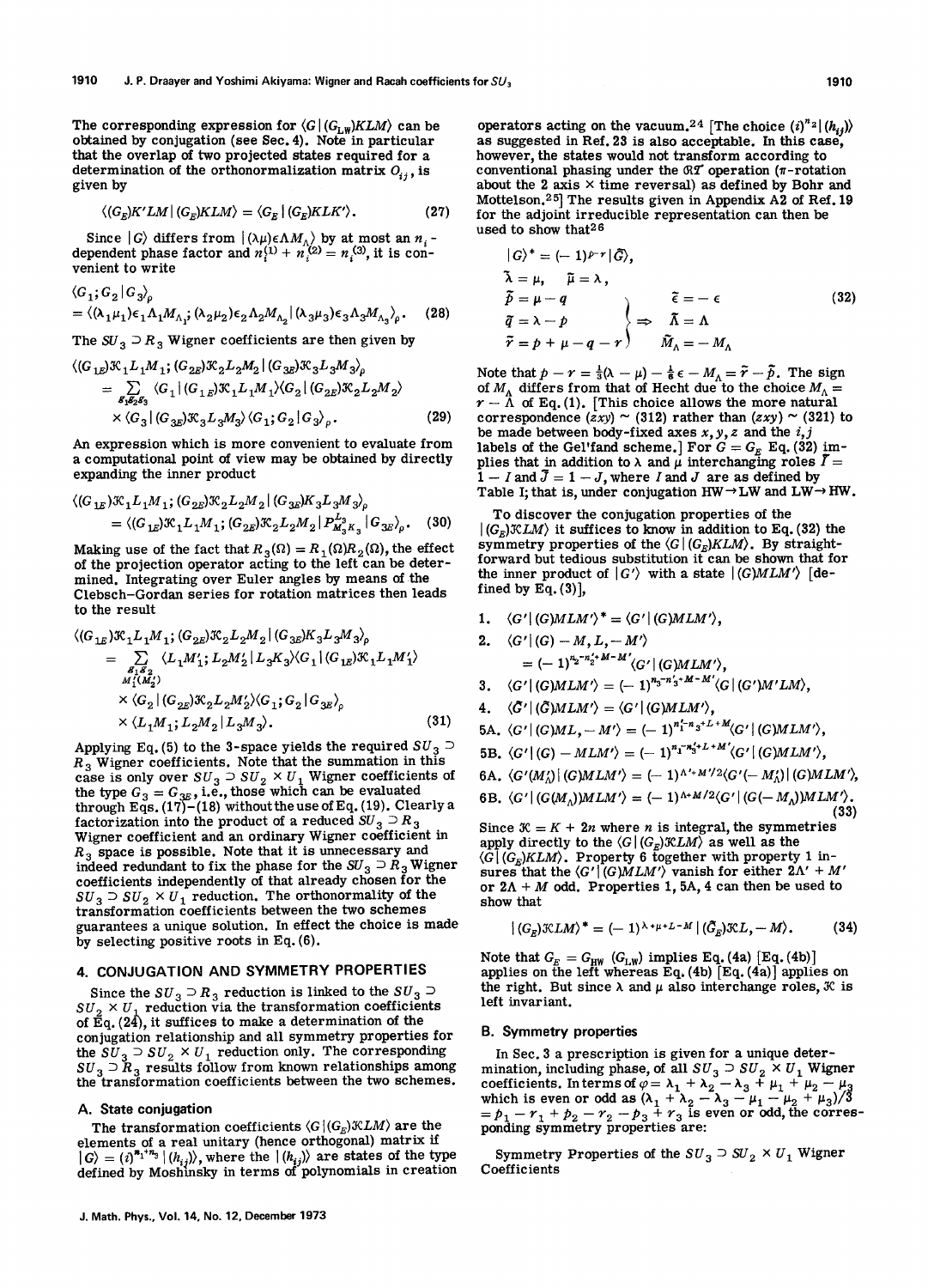The corresponding expression for $\langle G|(G_{\rm LW})KLM\rangle$ can be obtained by conjugation (see Sec. 4). Note in particular that the overlap of two projected states required for a determination of the orthonormalization matrix $O_{ij}$, is given by

$$\langle (G_E)K'LM|(G_E)KLM\rangle = \langle G_E|(G_E)KLK'\rangle. \tag{27}$$

Since $|G\rangle$ differs from $|(\lambda\mu)\epsilon\Lambda M_\Lambda\rangle$ by at most an $n_i$-dependent phase factor and $n_i^{(1)} + n_i^{(2)} = n_i^{(3)}$, it is convenient to write

$$\langle G_1; G_2|G_3\rangle_\rho = \langle(\lambda_1\mu_1)\epsilon_1\Lambda_1M_{\Lambda_1}; (\lambda_2\mu_2)\epsilon_2\Lambda_2M_{\Lambda_2}|(\lambda_3\mu_3)\epsilon_3\Lambda_3M_{\Lambda_3}\rangle_\rho. \tag{28}$$

The $SU_3 \supset R_3$ Wigner coefficients are then given by

$$\begin{aligned}\langle (G_{1E})\mathcal{K}_1L_1M_1; (G_{2E})\mathcal{K}_2L_2M_2|(G_{3E})\mathcal{K}_3L_3M_3\rangle_\rho \\ = \sum_{g_1g_2g_3} \langle G_1|(G_{1E})\mathcal{K}_1L_1M_1\rangle\langle G_2|(G_{2E})\mathcal{K}_2L_2M_2\rangle \\ \times \langle G_3|(G_{3E})\mathcal{K}_3L_3M_3\rangle\langle G_1; G_2|G_3\rangle_\rho.\end{aligned} \tag{29}$$

An expression which is more convenient to evaluate from a computational point of view may be obtained by directly expanding the inner product

$$\langle (G_{1E})\mathcal{K}_1L_1M_1; (G_{2E})\mathcal{K}_2L_2M_2|(G_{3E})K_3L_3M_3\rangle_\rho = \langle (G_{1E})\mathcal{K}_1L_1M_1; (G_{2E})\mathcal{K}_2L_2M_2|P^{L_3}_{M_3K_3}|G_{3E}\rangle_\rho. \tag{30}$$

Making use of the fact that $R_3(\Omega) = R_1(\Omega)R_2(\Omega)$, the effect of the projection operator acting to the left can be determined. Integrating over Euler angles by means of the Clebsch–Gordan series for rotation matrices then leads to the result

$$\begin{aligned}\langle (G_{1E})\mathcal{K}_1L_1M_1; (G_{2E})\mathcal{K}_2L_2M_2|(G_{3E})K_3L_3M_3\rangle_\rho \\ = \sum_{\substack{g_1g_2\\ M_1'(M_2')}} \langle L_1M_1'; L_2M_2'|L_3K_3\rangle\langle G_1|(G_{1E})\mathcal{K}_1L_1M_1'\rangle \\ \times \langle G_2|(G_{2E})\mathcal{K}_2L_2M_2'\rangle\langle G_1; G_2|G_{3E}\rangle_\rho \\ \times \langle L_1M_1; L_2M_2|L_3M_3\rangle.\end{aligned} \tag{31}$$

Applying Eq. (5) to the 3-space yields the required $SU_3 \supset R_3$ Wigner coefficients. Note that the summation in this case is only over $SU_3 \supset SU_2 \times U_1$ Wigner coefficients of the type $G_3 = G_{3E}$, i.e., those which can be evaluated through Eqs. (17)–(18) without the use of Eq. (19). Clearly a factorization into the product of a reduced $SU_3 \supset R_3$ Wigner coefficient and an ordinary Wigner coefficient in $R_3$ space is possible. Note that it is unnecessary and indeed redundant to fix the phase for the $SU_3 \supset R_3$ Wigner coefficients independently of that already chosen for the $SU_3 \supset SU_2 \times U_1$ reduction. The orthonormality of the transformation coefficients between the two schemes guarantees a unique solution. In effect the choice is made by selecting positive roots in Eq. (6).

## 4. CONJUGATION AND SYMMETRY PROPERTIES

Since the $SU_3 \supset R_3$ reduction is linked to the $SU_3 \supset SU_2 \times U_1$ reduction via the transformation coefficients of Eq. (24), it suffices to make a determination of the conjugation relationship and all symmetry properties for the $SU_3 \supset SU_2 \times U_1$ reduction only. The corresponding $SU_3 \supset R_3$ results follow from known relationships among the transformation coefficients between the two schemes.

### A. State conjugation

The transformation coefficients $\langle G|(G_E)\mathcal{K}LM\rangle$ are the elements of a real unitary (hence orthogonal) matrix if $|G\rangle = (i)^{n_1+n_3}|(h_{ij})\rangle$, where the $|(h_{ij})\rangle$ are states of the type defined by Moshinsky in terms of polynomials in creation operators acting on the vacuum.[24] [The choice $(i)^{n_2}|(h_{ij})\rangle$ as suggested in Ref. 23 is also acceptable. In this case, however, the states would not transform according to conventional phasing under the $\mathcal{RT}$ operation ($\pi$-rotation about the 2 axis × time reversal) as defined by Bohr and Mottelson.[25]] The results given in Appendix A2 of Ref. 19 for the adjoint irreducible representation can then be used to show that[26]

$$\begin{aligned}&|G\rangle^* = (-1)^{p-r}|\tilde{G}\rangle,\\ &\tilde{\lambda} = \mu, \quad \tilde{\mu} = \lambda,\\ &\left.\begin{aligned}\tilde{p} &= \mu - q\\ \tilde{q} &= \lambda - p\\ \tilde{r} &= p + \mu - q - r\end{aligned}\right\} \Rightarrow \begin{aligned}\tilde{\epsilon} &= -\epsilon\\ \tilde{\Lambda} &= \Lambda\\ \tilde{M}_\Lambda &= -M_\Lambda\end{aligned}\end{aligned} \tag{32}$$

Note that $p - r = \frac{1}{3}(\lambda - \mu) - \frac{1}{6}\epsilon - M_\Lambda = \tilde{r} - \tilde{p}$. The sign of $M_\Lambda$ differs from that of Hecht due to the choice $M_\Lambda = r - \Lambda$ of Eq. (1). [This choice allows the more natural correspondence $(zxy) \sim (312)$ rather than $(zxy) \sim (321)$ to be made between body-fixed axes $x, y, z$ and the $i, j$ labels of the Gel'fand scheme.] For $G = G_E$ Eq. (32) implies that in addition to $\lambda$ and $\mu$ interchanging roles $\tilde{I} = 1 - I$ and $\tilde{J} = 1 - J$, where $I$ and $J$ are as defined by Table I; that is, under conjugation HW → LW and LW → HW.

To discover the conjugation properties of the $|(G_E)\mathcal{K}LM\rangle$ it suffices to know in addition to Eq. (32) the symmetry properties of the $\langle G|(G_E)KLM\rangle$. By straightforward but tedious substitution it can be shown that for the inner product of $|G'\rangle$ with a state $|(G)MLM'\rangle$ [defined by Eq. (3)],

1. $\langle G'|(G)MLM'\rangle^* = \langle G'|(G)MLM'\rangle$,
2. $\langle G'|(G) - M, L, -M'\rangle = (-1)^{n_2-n_2'+M-M'}\langle G'|(G)MLM'\rangle$,
3. $\langle G'|(G)MLM'\rangle = (-1)^{n_3-n_3'+M-M'}\langle G|(G')M'LM\rangle$,
4. $\langle \tilde{G}'|(\tilde{G})MLM'\rangle = \langle G'|(G)MLM'\rangle$,

5A. $\langle G'|(G)ML, -M'\rangle = (-1)^{n_1'-n_3+L+M}\langle G'|(G)MLM'\rangle$,

5B. $\langle G'|(G) - MLM'\rangle = (-1)^{n_1-n_3'+L+M'}\langle G'|(G)MLM'\rangle$,

6A. $\langle G'(M_\Lambda')|(G)MLM'\rangle = (-1)^{\Lambda'+M'/2}\langle G'(-M_\Lambda')|(G)MLM'\rangle$,

6B. $\langle G'|(G(M_\Lambda))MLM'\rangle = (-1)^{\Lambda+M/2}\langle G'|(G(-M_\Lambda))MLM'\rangle$. (33)

Since $\mathcal{K} = K + 2n$ where $n$ is integral, the symmetries apply directly to the $\langle G|(G_E)\mathcal{K}LM\rangle$ as well as the $\langle G|(G_E)KLM\rangle$. Property 6 together with property 1 insures that the $\langle G'|(G)MLM'\rangle$ vanish for either $2\Lambda' + M'$ or $2\Lambda + M$ odd. Properties 1, 5A, 4 can then be used to show that

$$|(G_E)\mathcal{K}LM\rangle^* = (-1)^{\lambda+\mu+L-M}|(\tilde{G}_E)\mathcal{K}L, -M\rangle. \tag{34}$$

Note that $G_E = G_{\rm HW}$ $(G_{\rm LW})$ implies Eq. (4a) [Eq. (4b)] applies on the left whereas Eq. (4b) [Eq. (4a)] applies on the right. But since $\lambda$ and $\mu$ also interchange roles, $\mathcal{K}$ is left invariant.

### B. Symmetry properties

In Sec. 3 a prescription is given for a unique determination, including phase, of all $SU_3 \supset SU_2 \times U_1$ Wigner coefficients. In terms of $\varphi = \lambda_1 + \lambda_2 - \lambda_3 + \mu_1 + \mu_2 - \mu_3$ which is even or odd as $(\lambda_1 + \lambda_2 - \lambda_3 - \mu_1 - \mu_2 + \mu_3)/3 = p_1 - r_1 + p_2 - r_2 - p_3 + r_3$ is even or odd, the corresponding symmetry properties are:

Symmetry Properties of the $SU_3 \supset SU_2 \times U_1$ Wigner Coefficients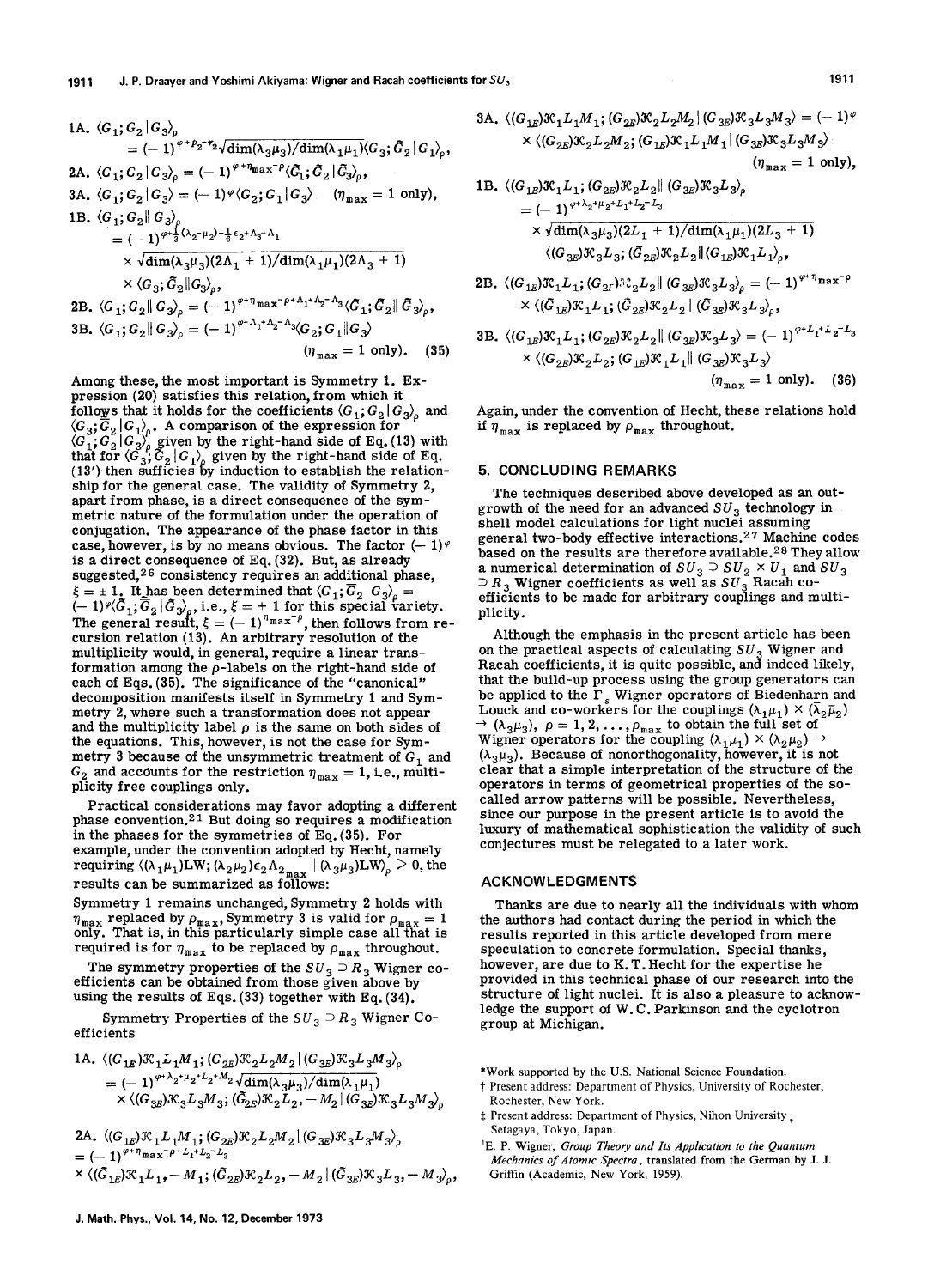$$\text{1A. } \langle G_1; G_2 | G_3\rangle_\rho = (-1)^{\varphi+p_2-r_2}\sqrt{\dim(\lambda_3\mu_3)/\dim(\lambda_1\mu_1)}\langle G_3; \tilde{G}_2 | G_1\rangle_\rho,$$

$$\text{2A. } \langle G_1; G_2 | G_3\rangle_\rho = (-1)^{\varphi+\eta_{\max}-\rho}\langle \tilde{G}_1; \tilde{G}_2 | \tilde{G}_3\rangle_\rho,$$

$$\text{3A. } \langle G_1; G_2 | G_3\rangle = (-1)^{\varphi}\langle G_2; G_1 | G_3\rangle \quad (\eta_{\max} = 1 \text{ only}),$$

$$\text{1B. } \langle G_1; G_2 \| G_3\rangle_\rho = (-1)^{\varphi+\frac{1}{3}(\lambda_2-\mu_2)-\frac{1}{6}\epsilon_2+\Lambda_3-\Lambda_1} \times \sqrt{\dim(\lambda_3\mu_3)(2\Lambda_1+1)/\dim(\lambda_1\mu_1)(2\Lambda_3+1)} \times \langle G_3; \tilde{G}_2 \| G_3\rangle_\rho,$$

$$\text{2B. } \langle G_1; G_2 \| G_3\rangle_\rho = (-1)^{\varphi+\eta_{\max}-\rho+\Lambda_1+\Lambda_2-\Lambda_3}\langle \tilde{G}_1; \tilde{G}_2 \| \tilde{G}_3\rangle_\rho,$$

$$\text{3B. } \langle G_1; G_2 \| G_3\rangle_\rho = (-1)^{\varphi+\Lambda_1+\Lambda_2-\Lambda_3}\langle G_2; G_1 \| G_3\rangle \quad (\eta_{\max} = 1 \text{ only}). \tag{35}$$

Among these, the most important is Symmetry 1. Expression (20) satisfies this relation, from which it follows that it holds for the coefficients $\langle G_1; \tilde{G}_2 | G_3\rangle_\rho$ and $\langle G_3; \tilde{G}_2 | G_1\rangle_\rho$. A comparison of the expression for $\langle G_1; G_2 | G_3\rangle_\rho$ given by the right-hand side of Eq. (13) with that for $\langle G_3; \tilde{G}_2 | G_1\rangle_\rho$ given by the right-hand side of Eq. (13′) then suffices by induction to establish the relationship for the general case. The validity of Symmetry 2, apart from phase, is a direct consequence of the symmetric nature of the formulation under the operation of conjugation. The appearance of the phase factor in this case, however, is by no means obvious. The factor $(-1)^\varphi$ is a direct consequence of Eq. (32). But, as already suggested,[26] consistency requires an additional phase, $\xi = \pm 1$. It has been determined that $\langle G_1; \bar{G}_2 | G_3\rangle_\rho = (-1)^\varphi\langle \tilde{G}_1; \tilde{G}_2 | \tilde{G}_3\rangle_\rho$, i.e., $\xi = +1$ for this special variety. The general result, $\xi = (-1)^{\eta_{\max}-\rho}$, then follows from recursion relation (13). An arbitrary resolution of the multiplicity would, in general, require a linear transformation among the $\rho$-labels on the right-hand side of each of Eqs. (35). The significance of the "canonical" decomposition manifests itself in Symmetry 1 and Symmetry 2, where such a transformation does not appear and the multiplicity label $\rho$ is the same on both sides of the equations. This, however, is not the case for Symmetry 3 because of the unsymmetric treatment of $G_1$ and $G_2$ and accounts for the restriction $\eta_{\max} = 1$, i.e., multiplicity free couplings only.

Practical considerations may favor adopting a different phase convention.[21] But doing so requires a modification in the phases for the symmetries of Eq. (35). For example, under the convention adopted by Hecht, namely requiring $\langle(\lambda_1\mu_1)LW; (\lambda_2\mu_2)\epsilon_2\Lambda_{2_{\max}} \| (\lambda_3\mu_3)LW\rangle_\rho > 0$, the results can be summarized as follows:

Symmetry 1 remains unchanged, Symmetry 2 holds with $\eta_{\max}$ replaced by $\rho_{\max}$, Symmetry 3 is valid for $\rho_{\max} = 1$ only. That is, in this particularly simple case all that is required is for $\eta_{\max}$ to be replaced by $\rho_{\max}$ throughout.

The symmetry properties of the $SU_3 \supset R_3$ Wigner coefficients can be obtained from those given above by using the results of Eqs. (33) together with Eq. (34).

Symmetry Properties of the $SU_3 \supset R_3$ Wigner Coefficients

$$\text{1A. } \langle(G_{1E})\mathcal{K}_1L_1M_1; (G_{2E})\mathcal{K}_2L_2M_2 | (G_{3E})\mathcal{K}_3L_3M_3\rangle_\rho = (-1)^{\varphi+\lambda_2+\mu_2+L_2+M_2}\sqrt{\dim(\lambda_3\mu_3)/\dim(\lambda_1\mu_1)} \times \langle(G_{3E})\mathcal{K}_3L_3M_3; (\tilde{G}_{2E})\mathcal{K}_2L_2, -M_2 | (G_{3E})\mathcal{K}_3L_3M_3\rangle_\rho$$

$$\text{2A. } \langle(G_{1E})\mathcal{K}_1L_1M_1; (G_{2E})\mathcal{K}_2L_2M_2 | (G_{3E})\mathcal{K}_3L_3M_3\rangle_\rho = (-1)^{\varphi+\eta_{\max}-\rho+L_1+L_2-L_3} \times \langle(\tilde{G}_{1E})\mathcal{K}_1L_1, -M_1; (\tilde{G}_{2E})\mathcal{K}_2L_2, -M_2 | (\tilde{G}_{3E})\mathcal{K}_3L_3, -M_3\rangle_\rho,$$

$$\text{3A. } \langle(G_{1E})\mathcal{K}_1L_1M_1; (G_{2E})\mathcal{K}_2L_2M_2 | (G_{3E})\mathcal{K}_3L_3M_3\rangle = (-1)^{\varphi} \times \langle(G_{2E})\mathcal{K}_2L_2M_2; (G_{1E})\mathcal{K}_1L_1M_1 | (G_{3E})\mathcal{K}_3L_3M_3\rangle \quad (\eta_{\max} = 1 \text{ only}),$$

$$\text{1B. } \langle(G_{1E})\mathcal{K}_1L_1; (G_{2E})\mathcal{K}_2L_2 \| (G_{3E})\mathcal{K}_3L_3\rangle_\rho = (-1)^{\varphi+\lambda_2+\mu_2+L_1+L_2-L_3} \times \sqrt{\dim(\lambda_3\mu_3)(2L_1+1)/\dim(\lambda_1\mu_1)(2L_3+1)} \, \langle(G_{3E})\mathcal{K}_3L_3; (\tilde{G}_{2E})\mathcal{K}_2L_2 \| (G_{1E})\mathcal{K}_1L_1\rangle_\rho,$$

$$\text{2B. } \langle(G_{1E})\mathcal{K}_1L_1; (G_{2E})\mathcal{K}_2L_2 \| (G_{3E})\mathcal{K}_3L_3\rangle_\rho = (-1)^{\varphi+\eta_{\max}-\rho} \times \langle(\tilde{G}_{1E})\mathcal{K}_1L_1; (\tilde{G}_{2E})\mathcal{K}_2L_2 \| (\tilde{G}_{3E})\mathcal{K}_3L_3\rangle_\rho,$$

$$\text{3B. } \langle(G_{1E})\mathcal{K}_1L_1; (G_{2E})\mathcal{K}_2L_2 \| (G_{3E})\mathcal{K}_3L_3\rangle = (-1)^{\varphi+L_1+L_2-L_3} \times \langle(G_{2E})\mathcal{K}_2L_2; (G_{1E})\mathcal{K}_1L_1 \| (G_{3E})\mathcal{K}_3L_3\rangle \quad (\eta_{\max} = 1 \text{ only}). \tag{36}$$

Again, under the convention of Hecht, these relations hold if $\eta_{\max}$ is replaced by $\rho_{\max}$ throughout.

## 5. CONCLUDING REMARKS

The techniques described above developed as an outgrowth of the need for an advanced $SU_3$ technology in shell model calculations for light nuclei assuming general two-body effective interactions.[27] Machine codes based on the results are therefore available.[28] They allow a numerical determination of $SU_3 \supset SU_2 \times U_1$ and $SU_3 \supset R_3$ Wigner coefficients as well as $SU_3$ Racah coefficients to be made for arbitrary couplings and multiplicity.

Although the emphasis in the present article has been on the practical aspects of calculating $SU_3$ Wigner and Racah coefficients, it is quite possible, and indeed likely, that the build-up process using the group generators can be applied to the $\Gamma_s$ Wigner operators of Biedenharn and Louck and co-workers for the couplings $(\lambda_1\mu_1) \times (\bar{\lambda}_2\bar{\mu}_2) \to (\lambda_3\mu_3)$, $\rho = 1, 2, \ldots, \rho_{\max}$ to obtain the full set of Wigner operators for the coupling $(\lambda_1\mu_1) \times (\lambda_2\mu_2) \to (\lambda_3\mu_3)$. Because of nonorthogonality, however, it is not clear that a simple interpretation of the structure of the operators in terms of geometrical properties of the so-called arrow patterns will be possible. Nevertheless, since our purpose in the present article is to avoid the luxury of mathematical sophistication the validity of such conjectures must be relegated to a later work.

## ACKNOWLEDGMENTS

Thanks are due to nearly all the individuals with whom the authors had contact during the period in which the results reported in this article developed from mere speculation to concrete formulation. Special thanks, however, are due to K. T. Hecht for the expertise he provided in this technical phase of our research into the structure of light nuclei. It is also a pleasure to acknowledge the support of W. C. Parkinson and the cyclotron group at Michigan.

*Work supported by the U.S. National Science Foundation.

† Present address: Department of Physics, University of Rochester, Rochester, New York.

‡ Present address: Department of Physics, Nihon University, Setagaya, Tokyo, Japan.

[1] E. P. Wigner, *Group Theory and Its Application to the Quantum Mechanics of Atomic Spectra*, translated from the German by J. J. Griffin (Academic, New York, 1959).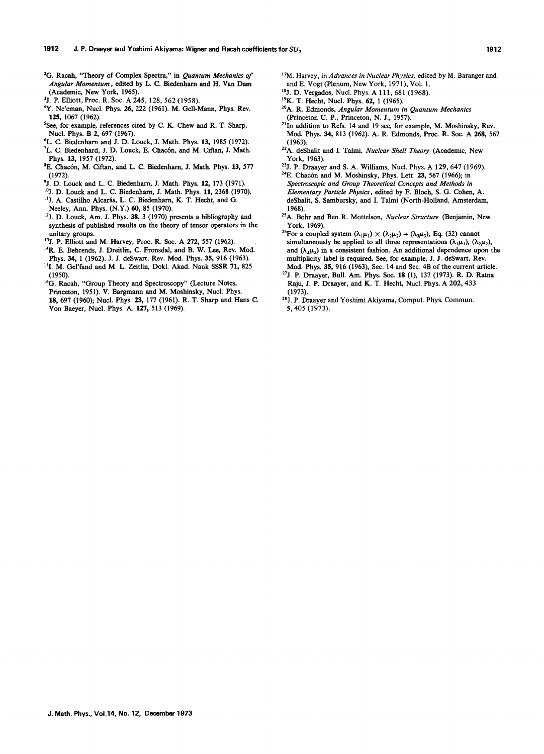[2]G. Racah, "Theory of Complex Spectra," in *Quantum Mechanics of Angular Momentum*, edited by L. C. Biedenharn and H. Van Dam (Academic, New York, 1965).

[3]J. P. Elliott, Proc. R. Soc. A **245**, 128, 562 (1958).

[4]Y. Ne'eman, Nucl. Phys. **26**, 222 (1961). M. Gell-Mann, Phys. Rev. **125**, 1067 (1962).

[5]See, for example, references cited by C. K. Chew and R. T. Sharp, Nucl. Phys. B **2**, 697 (1967).

[6]L. C. Biedenharn and J. D. Louck, J. Math. Phys. **13**, 1985 (1972).

[7]L. C. Biedenhard, J. D. Louck, E. Chacón, and M. Ciftan, J. Math. Phys. **13**, 1957 (1972).

[8]E. Chacón, M. Ciftan, and L. C. Biedenharn, J. Math. Phys. **13**, 577 (1972).

[9]J. D. Louck and L. C. Biedenharn, J. Math. Phys. **12**, 173 (1971).

[10]J. D. Louck and L. C. Biedenharn, J. Math. Phys. **11**, 2368 (1970).

[11]J. A. Castilho Alcarás, L. C. Biedenharn, K. T. Hecht, and G. Neeley, Ann. Phys. (N.Y.) **60**, 85 (1970).

[12]J. D. Louck, Am. J. Phys. **38**, 3 (1970) presents a bibliography and synthesis of published results on the theory of tensor operators in the unitary groups.

[13]J. P. Elliott and M. Harvey, Proc. R. Soc. A **272**, 557 (1962).

[14]R. E. Behrends, J. Dreitlin, C. Fronsdal, and B. W. Lee, Rev. Mod. Phys. **34**, 1 (1962). J. J. deSwart, Rev. Mod. Phys. **35**, 916 (1963).

[15]I. M. Gel'fand and M. L. Zeitlin, Dokl. Akad. Nauk SSSR **71**, 825 (1950).

[16]G. Racah, "Group Theory and Spectroscopy" (Lecture Notes, Princeton, 1951). V. Bargmann and M. Moshinsky, Nucl. Phys. **18**, 697 (1960); Nucl. Phys. **23**, 177 (1961). R. T. Sharp and Hans C. Von Baeyer, Nucl. Phys. A. **127**, 513 (1969).

[17]M. Harvey, in *Advances in Nuclear Physics*, edited by M. Baranger and and E. Vogt (Plenum, New York, 1971), Vol. 1.

[18]J. D. Vergados, Nucl. Phys. A **111**, 681 (1968).

[19]K. T. Hecht, Nucl. Phys. **62**, 1 (1965).

[20]A. R. Edmonds, *Angular Momentum in Quantum Mechanics* (Princeton U. P., Princeton, N. J., 1957).

[21]In addition to Refs. 14 and 19 see, for example, M. Moshinsky, Rev. Mod. Phys. **34**, 813 (1962). A. R. Edmonds, Proc. R. Soc. A **268**, 567 (1963).

[22]A. deShalit and I. Talmi, *Nuclear Shell Theory* (Academic, New York, 1963).

[23]J. P. Draayer and S. A. Williams, Nucl. Phys. A **129**, 647 (1969).

[24]E. Chacón and M. Moshinsky, Phys. Lett. **23**, 567 (1966); in *Spectroscopic and Group Theoretical Concepts and Methods in Elementary Particle Physics*, edited by F. Bloch, S. G. Cohen, A. deShalit, S. Sambursky, and I. Talmi (North-Holland, Amsterdam, 1968).

[25]A. Bohr and Ben R. Mottelson, *Nuclear Structure* (Benjamin, New York, 1969).

[26]For a coupled system $(\lambda_1\mu_1) \times (\lambda_2\mu_2) \rightarrow (\lambda_3\mu_3)$, Eq. (32) cannot simultaneously be applied to all three representations $(\lambda_1\mu_1)$, $(\lambda_2\mu_2)$, and $(\lambda_3\mu_3)$ in a consistent fashion. An additional dependence upon the multiplicity label is required. See, for example, J. J. deSwart, Rev. Mod. Phys. **35**, 916 (1963), Sec. 14 and Sec. 4B of the current article.

[27]J. P. Draayer, Bull. Am. Phys. Soc. **18** (1), 137 (1973). R. D. Ratna Raju, J. P. Draayer, and K. T. Hecht, Nucl. Phys. A **202**, 433 (1973).

[28]J. P. Draayer and Yoshimi Akiyama, Comput. Phys. Commun. **5**, 405 (1973).